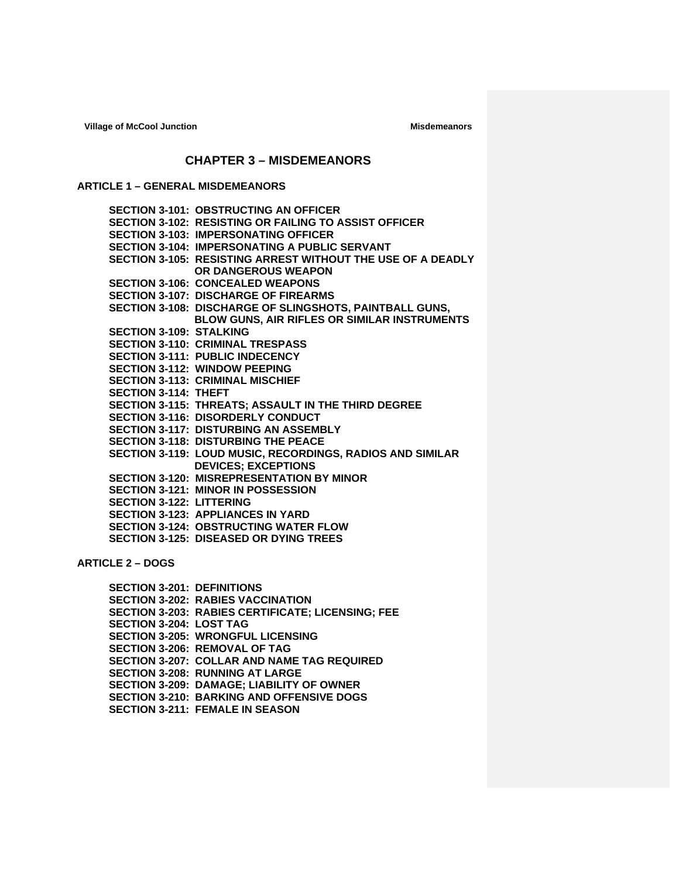# CHAPTER 3 – MISDEMEANORS

## ARTICLE 1 – GENERAL MISDEMEANORS

**SECTION 3-101: OBSTRUCTING AN OFFICER**
**SECTION 3-102: RESISTING OR FAILING TO ASSIST OFFICER**
**SECTION 3-103: IMPERSONATING OFFICER**
**SECTION 3-104: IMPERSONATING A PUBLIC SERVANT**
**SECTION 3-105: RESISTING ARREST WITHOUT THE USE OF A DEADLY OR DANGEROUS WEAPON**
**SECTION 3-106: CONCEALED WEAPONS**
**SECTION 3-107: DISCHARGE OF FIREARMS**
**SECTION 3-108: DISCHARGE OF SLINGSHOTS, PAINTBALL GUNS, BLOW GUNS, AIR RIFLES OR SIMILAR INSTRUMENTS**
**SECTION 3-109: STALKING**
**SECTION 3-110: CRIMINAL TRESPASS**
**SECTION 3-111: PUBLIC INDECENCY**
**SECTION 3-112: WINDOW PEEPING**
**SECTION 3-113: CRIMINAL MISCHIEF**
**SECTION 3-114: THEFT**
**SECTION 3-115: THREATS; ASSAULT IN THE THIRD DEGREE**
**SECTION 3-116: DISORDERLY CONDUCT**
**SECTION 3-117: DISTURBING AN ASSEMBLY**
**SECTION 3-118: DISTURBING THE PEACE**
**SECTION 3-119: LOUD MUSIC, RECORDINGS, RADIOS AND SIMILAR DEVICES; EXCEPTIONS**
**SECTION 3-120: MISREPRESENTATION BY MINOR**
**SECTION 3-121: MINOR IN POSSESSION**
**SECTION 3-122: LITTERING**
**SECTION 3-123: APPLIANCES IN YARD**
**SECTION 3-124: OBSTRUCTING WATER FLOW**
**SECTION 3-125: DISEASED OR DYING TREES**

## ARTICLE 2 – DOGS

**SECTION 3-201: DEFINITIONS**
**SECTION 3-202: RABIES VACCINATION**
**SECTION 3-203: RABIES CERTIFICATE; LICENSING; FEE**
**SECTION 3-204: LOST TAG**
**SECTION 3-205: WRONGFUL LICENSING**
**SECTION 3-206: REMOVAL OF TAG**
**SECTION 3-207: COLLAR AND NAME TAG REQUIRED**
**SECTION 3-208: RUNNING AT LARGE**
**SECTION 3-209: DAMAGE; LIABILITY OF OWNER**
**SECTION 3-210: BARKING AND OFFENSIVE DOGS**
**SECTION 3-211: FEMALE IN SEASON**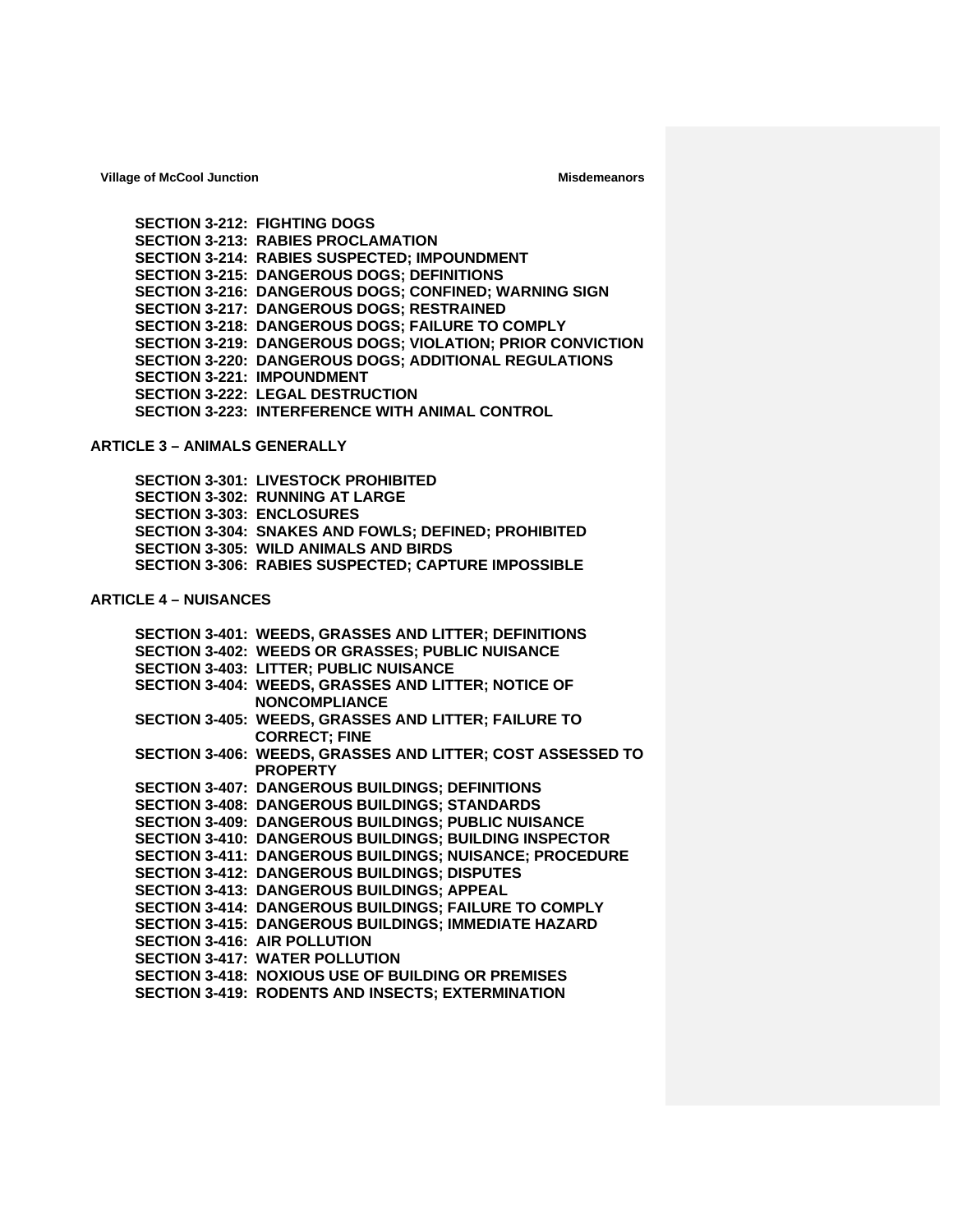**SECTION 3-212: FIGHTING DOGS**
**SECTION 3-213: RABIES PROCLAMATION**
**SECTION 3-214: RABIES SUSPECTED; IMPOUNDMENT**
**SECTION 3-215: DANGEROUS DOGS; DEFINITIONS**
**SECTION 3-216: DANGEROUS DOGS; CONFINED; WARNING SIGN**
**SECTION 3-217: DANGEROUS DOGS; RESTRAINED**
**SECTION 3-218: DANGEROUS DOGS; FAILURE TO COMPLY**
**SECTION 3-219: DANGEROUS DOGS; VIOLATION; PRIOR CONVICTION**
**SECTION 3-220: DANGEROUS DOGS; ADDITIONAL REGULATIONS**
**SECTION 3-221: IMPOUNDMENT**
**SECTION 3-222: LEGAL DESTRUCTION**
**SECTION 3-223: INTERFERENCE WITH ANIMAL CONTROL**

## ARTICLE 3 – ANIMALS GENERALLY

**SECTION 3-301: LIVESTOCK PROHIBITED**
**SECTION 3-302: RUNNING AT LARGE**
**SECTION 3-303: ENCLOSURES**
**SECTION 3-304: SNAKES AND FOWLS; DEFINED; PROHIBITED**
**SECTION 3-305: WILD ANIMALS AND BIRDS**
**SECTION 3-306: RABIES SUSPECTED; CAPTURE IMPOSSIBLE**

## ARTICLE 4 – NUISANCES

**SECTION 3-401: WEEDS, GRASSES AND LITTER; DEFINITIONS**
**SECTION 3-402: WEEDS OR GRASSES; PUBLIC NUISANCE**
**SECTION 3-403: LITTER; PUBLIC NUISANCE**
**SECTION 3-404: WEEDS, GRASSES AND LITTER; NOTICE OF NONCOMPLIANCE**
**SECTION 3-405: WEEDS, GRASSES AND LITTER; FAILURE TO CORRECT; FINE**
**SECTION 3-406: WEEDS, GRASSES AND LITTER; COST ASSESSED TO PROPERTY**
**SECTION 3-407: DANGEROUS BUILDINGS; DEFINITIONS**
**SECTION 3-408: DANGEROUS BUILDINGS; STANDARDS**
**SECTION 3-409: DANGEROUS BUILDINGS; PUBLIC NUISANCE**
**SECTION 3-410: DANGEROUS BUILDINGS; BUILDING INSPECTOR**
**SECTION 3-411: DANGEROUS BUILDINGS; NUISANCE; PROCEDURE**
**SECTION 3-412: DANGEROUS BUILDINGS; DISPUTES**
**SECTION 3-413: DANGEROUS BUILDINGS; APPEAL**
**SECTION 3-414: DANGEROUS BUILDINGS; FAILURE TO COMPLY**
**SECTION 3-415: DANGEROUS BUILDINGS; IMMEDIATE HAZARD**
**SECTION 3-416: AIR POLLUTION**
**SECTION 3-417: WATER POLLUTION**
**SECTION 3-418: NOXIOUS USE OF BUILDING OR PREMISES**
**SECTION 3-419: RODENTS AND INSECTS; EXTERMINATION**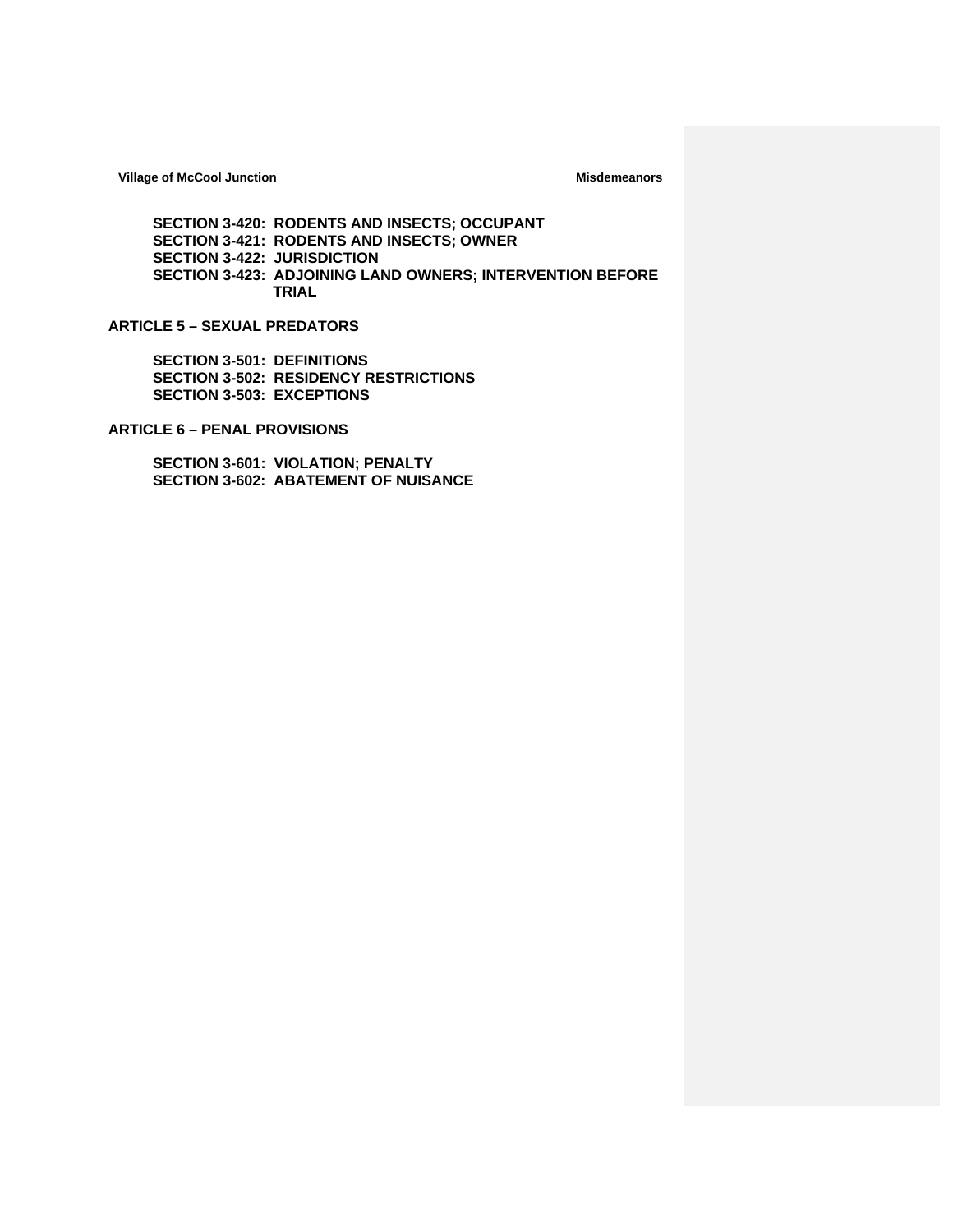**SECTION 3-420: RODENTS AND INSECTS; OCCUPANT**
**SECTION 3-421: RODENTS AND INSECTS; OWNER**
**SECTION 3-422: JURISDICTION**
**SECTION 3-423: ADJOINING LAND OWNERS; INTERVENTION BEFORE TRIAL**

## ARTICLE 5 – SEXUAL PREDATORS

**SECTION 3-501: DEFINITIONS**
**SECTION 3-502: RESIDENCY RESTRICTIONS**
**SECTION 3-503: EXCEPTIONS**

## ARTICLE 6 – PENAL PROVISIONS

**SECTION 3-601: VIOLATION; PENALTY**
**SECTION 3-602: ABATEMENT OF NUISANCE**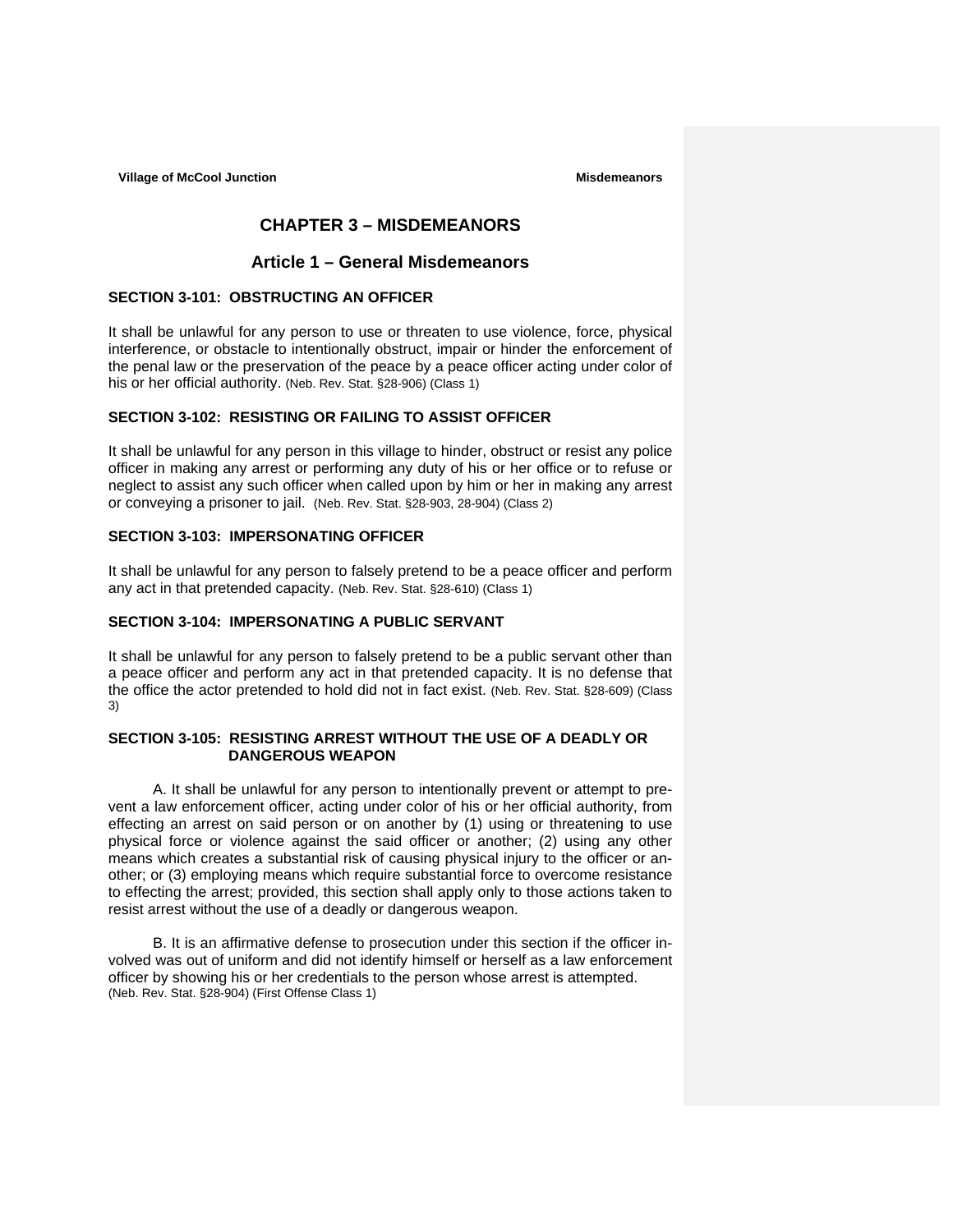# CHAPTER 3 – MISDEMEANORS

## Article 1 – General Misdemeanors

### SECTION 3-101: OBSTRUCTING AN OFFICER

It shall be unlawful for any person to use or threaten to use violence, force, physical interference, or obstacle to intentionally obstruct, impair or hinder the enforcement of the penal law or the preservation of the peace by a peace officer acting under color of his or her official authority. (Neb. Rev. Stat. §28-906) (Class 1)

### SECTION 3-102: RESISTING OR FAILING TO ASSIST OFFICER

It shall be unlawful for any person in this village to hinder, obstruct or resist any police officer in making any arrest or performing any duty of his or her office or to refuse or neglect to assist any such officer when called upon by him or her in making any arrest or conveying a prisoner to jail. (Neb. Rev. Stat. §28-903, 28-904) (Class 2)

### SECTION 3-103: IMPERSONATING OFFICER

It shall be unlawful for any person to falsely pretend to be a peace officer and perform any act in that pretended capacity. (Neb. Rev. Stat. §28-610) (Class 1)

### SECTION 3-104: IMPERSONATING A PUBLIC SERVANT

It shall be unlawful for any person to falsely pretend to be a public servant other than a peace officer and perform any act in that pretended capacity. It is no defense that the office the actor pretended to hold did not in fact exist. (Neb. Rev. Stat. §28-609) (Class 3)

### SECTION 3-105: RESISTING ARREST WITHOUT THE USE OF A DEADLY OR DANGEROUS WEAPON

A. It shall be unlawful for any person to intentionally prevent or attempt to prevent a law enforcement officer, acting under color of his or her official authority, from effecting an arrest on said person or on another by (1) using or threatening to use physical force or violence against the said officer or another; (2) using any other means which creates a substantial risk of causing physical injury to the officer or another; or (3) employing means which require substantial force to overcome resistance to effecting the arrest; provided, this section shall apply only to those actions taken to resist arrest without the use of a deadly or dangerous weapon.

B. It is an affirmative defense to prosecution under this section if the officer involved was out of uniform and did not identify himself or herself as a law enforcement officer by showing his or her credentials to the person whose arrest is attempted. (Neb. Rev. Stat. §28-904) (First Offense Class 1)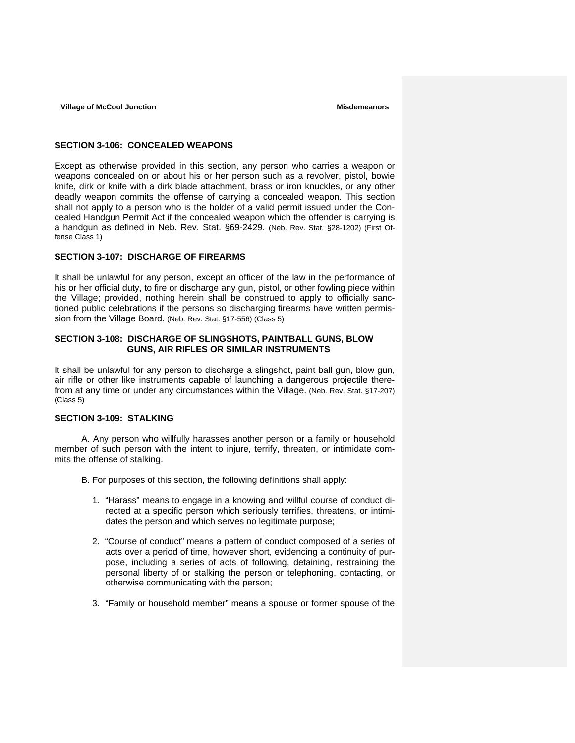## SECTION 3-106: CONCEALED WEAPONS

Except as otherwise provided in this section, any person who carries a weapon or weapons concealed on or about his or her person such as a revolver, pistol, bowie knife, dirk or knife with a dirk blade attachment, brass or iron knuckles, or any other deadly weapon commits the offense of carrying a concealed weapon. This section shall not apply to a person who is the holder of a valid permit issued under the Concealed Handgun Permit Act if the concealed weapon which the offender is carrying is a handgun as defined in Neb. Rev. Stat. §69-2429. (Neb. Rev. Stat. §28-1202) (First Offense Class 1)

## SECTION 3-107: DISCHARGE OF FIREARMS

It shall be unlawful for any person, except an officer of the law in the performance of his or her official duty, to fire or discharge any gun, pistol, or other fowling piece within the Village; provided, nothing herein shall be construed to apply to officially sanctioned public celebrations if the persons so discharging firearms have written permission from the Village Board. (Neb. Rev. Stat. §17-556) (Class 5)

## SECTION 3-108: DISCHARGE OF SLINGSHOTS, PAINTBALL GUNS, BLOW GUNS, AIR RIFLES OR SIMILAR INSTRUMENTS

It shall be unlawful for any person to discharge a slingshot, paint ball gun, blow gun, air rifle or other like instruments capable of launching a dangerous projectile therefrom at any time or under any circumstances within the Village. (Neb. Rev. Stat. §17-207) (Class 5)

## SECTION 3-109: STALKING

A. Any person who willfully harasses another person or a family or household member of such person with the intent to injure, terrify, threaten, or intimidate commits the offense of stalking.

B. For purposes of this section, the following definitions shall apply:

1. "Harass" means to engage in a knowing and willful course of conduct directed at a specific person which seriously terrifies, threatens, or intimidates the person and which serves no legitimate purpose;

2. "Course of conduct" means a pattern of conduct composed of a series of acts over a period of time, however short, evidencing a continuity of purpose, including a series of acts of following, detaining, restraining the personal liberty of or stalking the person or telephoning, contacting, or otherwise communicating with the person;

3. "Family or household member" means a spouse or former spouse of the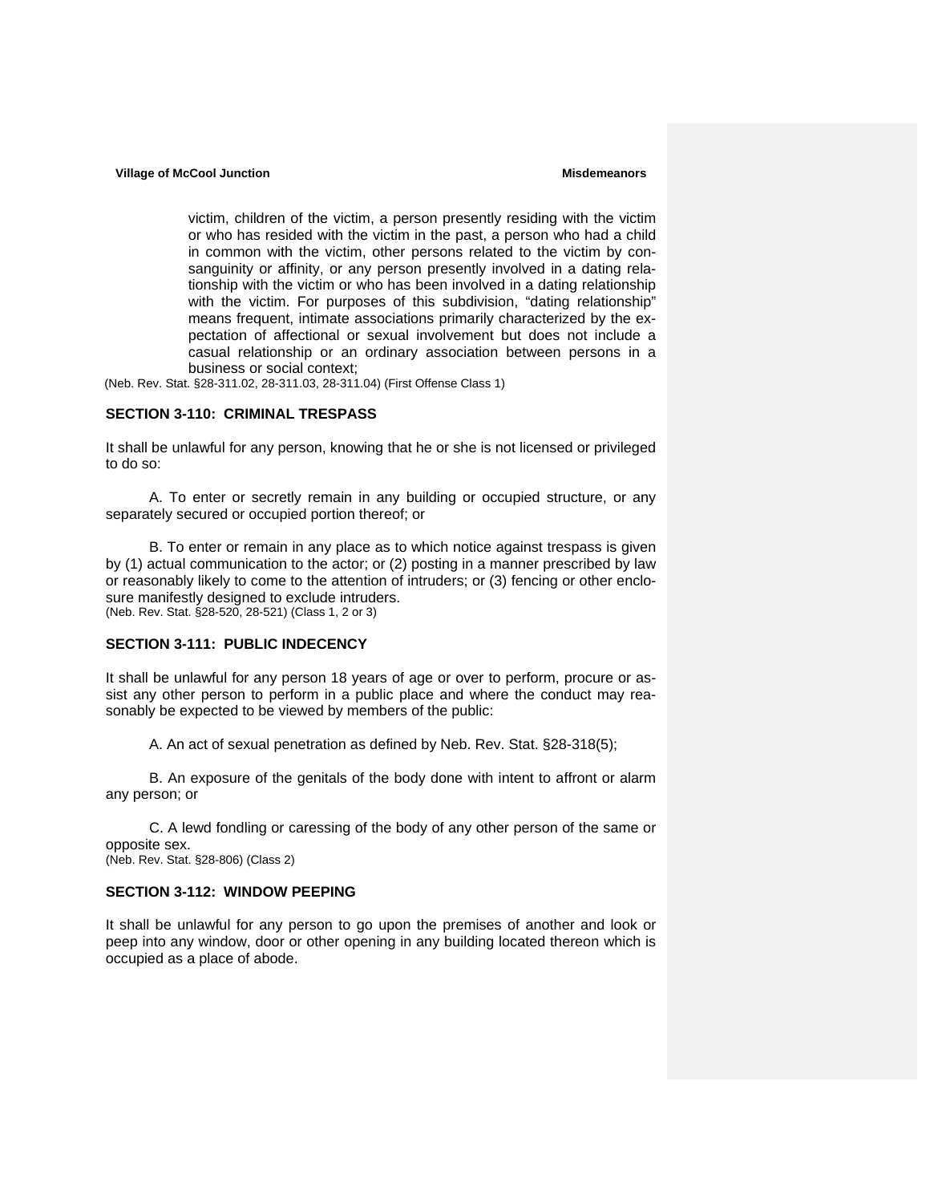victim, children of the victim, a person presently residing with the victim or who has resided with the victim in the past, a person who had a child in common with the victim, other persons related to the victim by consanguinity or affinity, or any person presently involved in a dating relationship with the victim or who has been involved in a dating relationship with the victim. For purposes of this subdivision, "dating relationship" means frequent, intimate associations primarily characterized by the expectation of affectional or sexual involvement but does not include a casual relationship or an ordinary association between persons in a business or social context;

(Neb. Rev. Stat. §28-311.02, 28-311.03, 28-311.04) (First Offense Class 1)

### SECTION 3-110: CRIMINAL TRESPASS

It shall be unlawful for any person, knowing that he or she is not licensed or privileged to do so:

A. To enter or secretly remain in any building or occupied structure, or any separately secured or occupied portion thereof; or

B. To enter or remain in any place as to which notice against trespass is given by (1) actual communication to the actor; or (2) posting in a manner prescribed by law or reasonably likely to come to the attention of intruders; or (3) fencing or other enclosure manifestly designed to exclude intruders.

(Neb. Rev. Stat. §28-520, 28-521) (Class 1, 2 or 3)

### SECTION 3-111: PUBLIC INDECENCY

It shall be unlawful for any person 18 years of age or over to perform, procure or assist any other person to perform in a public place and where the conduct may reasonably be expected to be viewed by members of the public:

A. An act of sexual penetration as defined by Neb. Rev. Stat. §28-318(5);

B. An exposure of the genitals of the body done with intent to affront or alarm any person; or

C. A lewd fondling or caressing of the body of any other person of the same or opposite sex.

(Neb. Rev. Stat. §28-806) (Class 2)

### SECTION 3-112: WINDOW PEEPING

It shall be unlawful for any person to go upon the premises of another and look or peep into any window, door or other opening in any building located thereon which is occupied as a place of abode.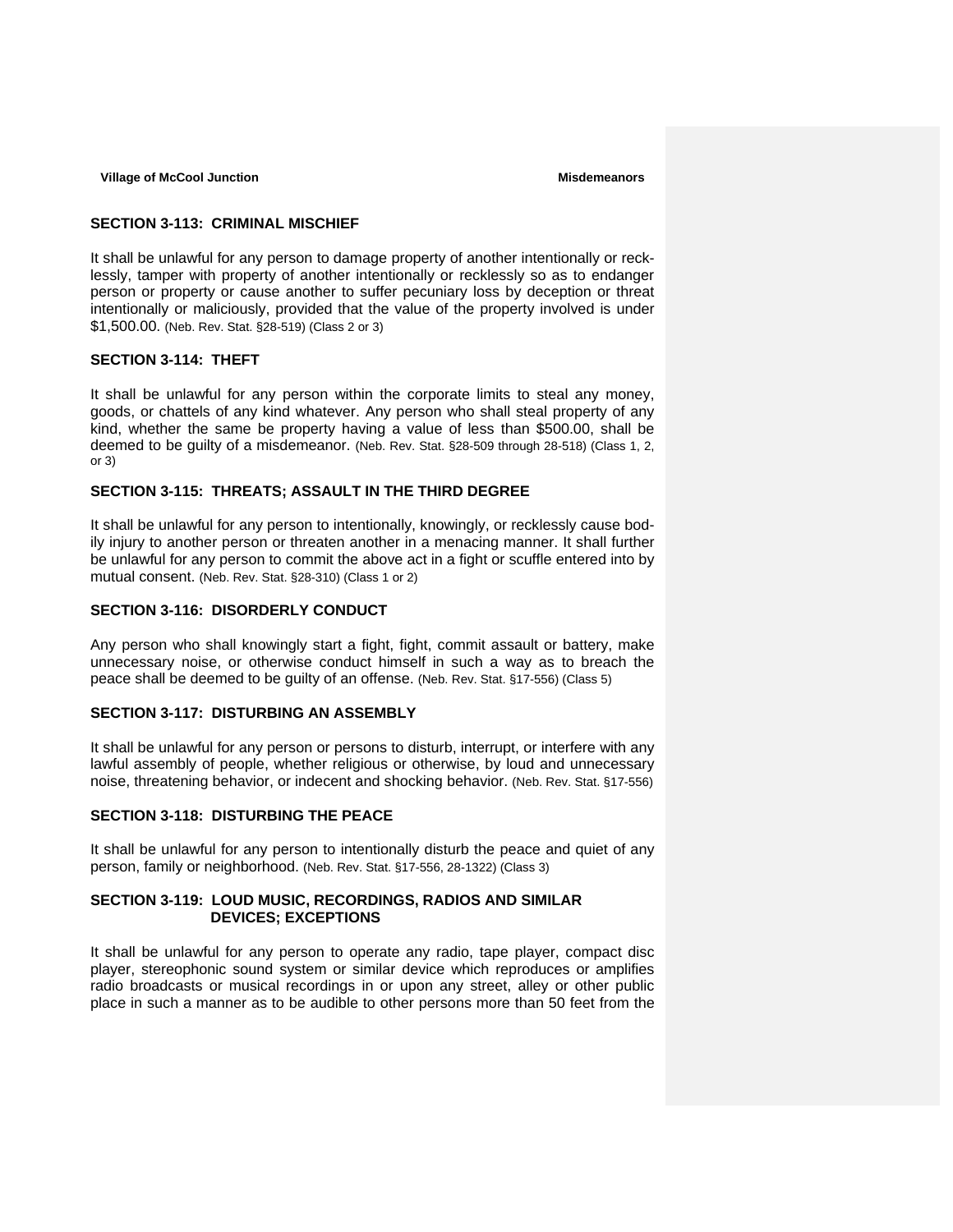## SECTION 3-113: CRIMINAL MISCHIEF

It shall be unlawful for any person to damage property of another intentionally or recklessly, tamper with property of another intentionally or recklessly so as to endanger person or property or cause another to suffer pecuniary loss by deception or threat intentionally or maliciously, provided that the value of the property involved is under $1,500.00. (Neb. Rev. Stat. §28-519) (Class 2 or 3)

## SECTION 3-114: THEFT

It shall be unlawful for any person within the corporate limits to steal any money, goods, or chattels of any kind whatever. Any person who shall steal property of any kind, whether the same be property having a value of less than $500.00, shall be deemed to be guilty of a misdemeanor. (Neb. Rev. Stat. §28-509 through 28-518) (Class 1, 2, or 3)

## SECTION 3-115: THREATS; ASSAULT IN THE THIRD DEGREE

It shall be unlawful for any person to intentionally, knowingly, or recklessly cause bodily injury to another person or threaten another in a menacing manner. It shall further be unlawful for any person to commit the above act in a fight or scuffle entered into by mutual consent. (Neb. Rev. Stat. §28-310) (Class 1 or 2)

## SECTION 3-116: DISORDERLY CONDUCT

Any person who shall knowingly start a fight, fight, commit assault or battery, make unnecessary noise, or otherwise conduct himself in such a way as to breach the peace shall be deemed to be guilty of an offense. (Neb. Rev. Stat. §17-556) (Class 5)

## SECTION 3-117: DISTURBING AN ASSEMBLY

It shall be unlawful for any person or persons to disturb, interrupt, or interfere with any lawful assembly of people, whether religious or otherwise, by loud and unnecessary noise, threatening behavior, or indecent and shocking behavior. (Neb. Rev. Stat. §17-556)

## SECTION 3-118: DISTURBING THE PEACE

It shall be unlawful for any person to intentionally disturb the peace and quiet of any person, family or neighborhood. (Neb. Rev. Stat. §17-556, 28-1322) (Class 3)

## SECTION 3-119: LOUD MUSIC, RECORDINGS, RADIOS AND SIMILAR DEVICES; EXCEPTIONS

It shall be unlawful for any person to operate any radio, tape player, compact disc player, stereophonic sound system or similar device which reproduces or amplifies radio broadcasts or musical recordings in or upon any street, alley or other public place in such a manner as to be audible to other persons more than 50 feet from the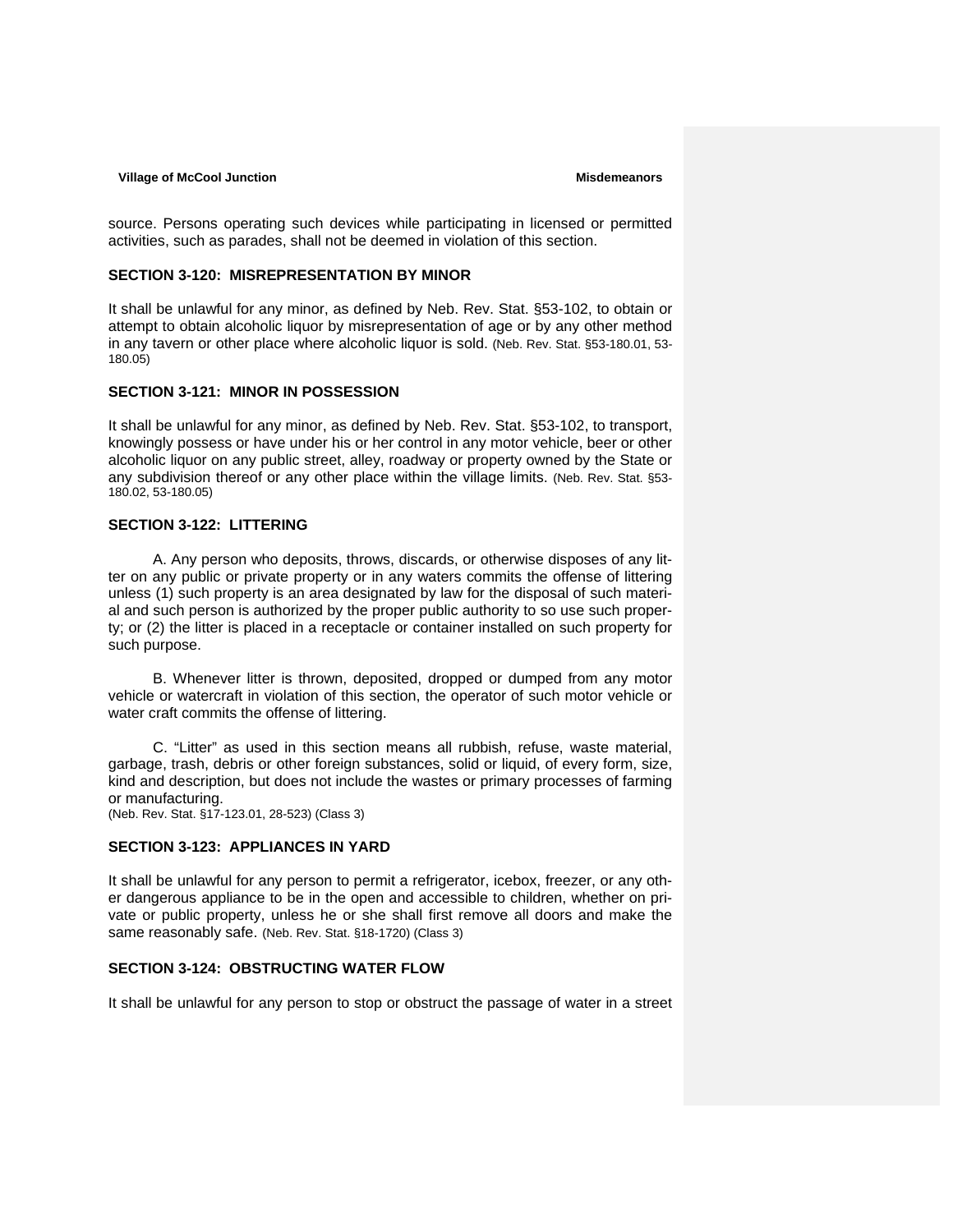source. Persons operating such devices while participating in licensed or permitted activities, such as parades, shall not be deemed in violation of this section.

## SECTION 3-120: MISREPRESENTATION BY MINOR

It shall be unlawful for any minor, as defined by Neb. Rev. Stat. §53-102, to obtain or attempt to obtain alcoholic liquor by misrepresentation of age or by any other method in any tavern or other place where alcoholic liquor is sold. (Neb. Rev. Stat. §53-180.01, 53-180.05)

## SECTION 3-121: MINOR IN POSSESSION

It shall be unlawful for any minor, as defined by Neb. Rev. Stat. §53-102, to transport, knowingly possess or have under his or her control in any motor vehicle, beer or other alcoholic liquor on any public street, alley, roadway or property owned by the State or any subdivision thereof or any other place within the village limits. (Neb. Rev. Stat. §53-180.02, 53-180.05)

## SECTION 3-122: LITTERING

A. Any person who deposits, throws, discards, or otherwise disposes of any litter on any public or private property or in any waters commits the offense of littering unless (1) such property is an area designated by law for the disposal of such material and such person is authorized by the proper public authority to so use such property; or (2) the litter is placed in a receptacle or container installed on such property for such purpose.

B. Whenever litter is thrown, deposited, dropped or dumped from any motor vehicle or watercraft in violation of this section, the operator of such motor vehicle or water craft commits the offense of littering.

C. "Litter" as used in this section means all rubbish, refuse, waste material, garbage, trash, debris or other foreign substances, solid or liquid, of every form, size, kind and description, but does not include the wastes or primary processes of farming or manufacturing.
(Neb. Rev. Stat. §17-123.01, 28-523) (Class 3)

## SECTION 3-123: APPLIANCES IN YARD

It shall be unlawful for any person to permit a refrigerator, icebox, freezer, or any other dangerous appliance to be in the open and accessible to children, whether on private or public property, unless he or she shall first remove all doors and make the same reasonably safe. (Neb. Rev. Stat. §18-1720) (Class 3)

## SECTION 3-124: OBSTRUCTING WATER FLOW

It shall be unlawful for any person to stop or obstruct the passage of water in a street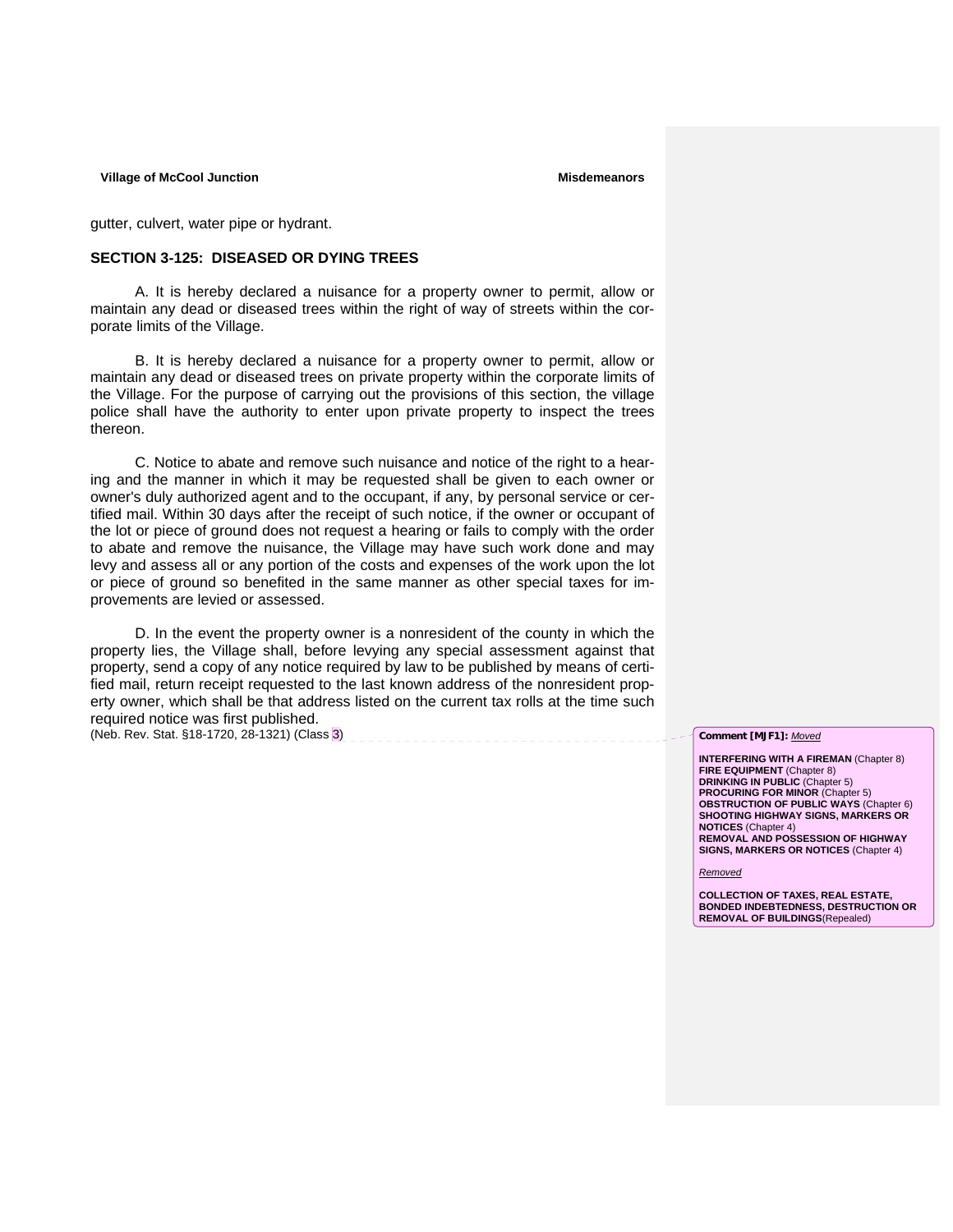gutter, culvert, water pipe or hydrant.

## SECTION 3-125: DISEASED OR DYING TREES

A. It is hereby declared a nuisance for a property owner to permit, allow or maintain any dead or diseased trees within the right of way of streets within the corporate limits of the Village.

B. It is hereby declared a nuisance for a property owner to permit, allow or maintain any dead or diseased trees on private property within the corporate limits of the Village. For the purpose of carrying out the provisions of this section, the village police shall have the authority to enter upon private property to inspect the trees thereon.

C. Notice to abate and remove such nuisance and notice of the right to a hearing and the manner in which it may be requested shall be given to each owner or owner's duly authorized agent and to the occupant, if any, by personal service or certified mail. Within 30 days after the receipt of such notice, if the owner or occupant of the lot or piece of ground does not request a hearing or fails to comply with the order to abate and remove the nuisance, the Village may have such work done and may levy and assess all or any portion of the costs and expenses of the work upon the lot or piece of ground so benefited in the same manner as other special taxes for improvements are levied or assessed.

D. In the event the property owner is a nonresident of the county in which the property lies, the Village shall, before levying any special assessment against that property, send a copy of any notice required by law to be published by means of certified mail, return receipt requested to the last known address of the nonresident property owner, which shall be that address listed on the current tax rolls at the time such required notice was first published.
(Neb. Rev. Stat. §18-1720, 28-1321) (Class 3)

**Comment [MJF1]:** *Moved*

**INTERFERING WITH A FIREMAN** (Chapter 8)
**FIRE EQUIPMENT** (Chapter 8)
**DRINKING IN PUBLIC** (Chapter 5)
**PROCURING FOR MINOR** (Chapter 5)
**OBSTRUCTION OF PUBLIC WAYS** (Chapter 6)
**SHOOTING HIGHWAY SIGNS, MARKERS OR NOTICES** (Chapter 4)
**REMOVAL AND POSSESSION OF HIGHWAY SIGNS, MARKERS OR NOTICES** (Chapter 4)

*Removed*

**COLLECTION OF TAXES, REAL ESTATE, BONDED INDEBTEDNESS, DESTRUCTION OR REMOVAL OF BUILDINGS**(Repealed)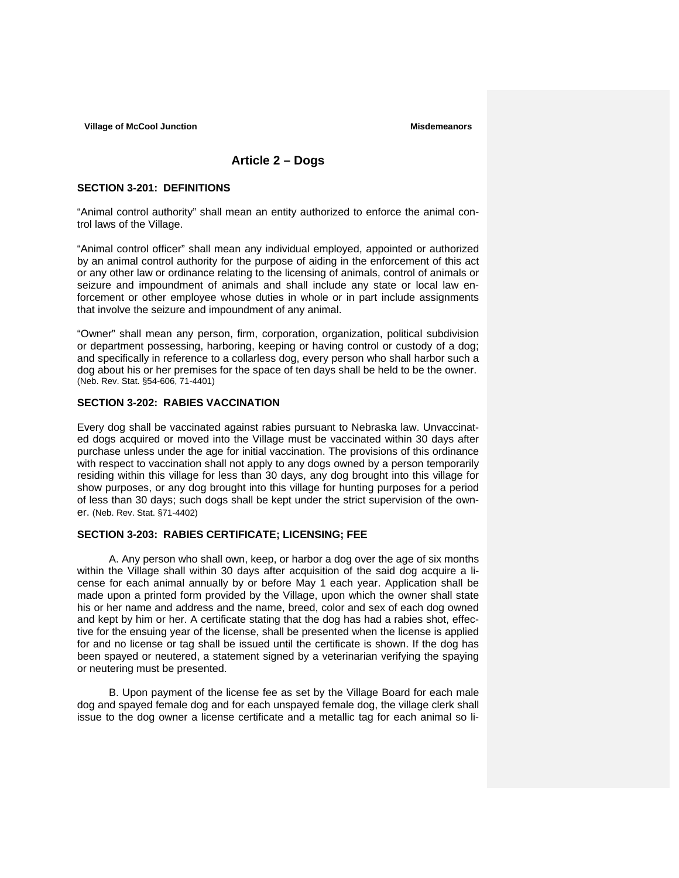## Article 2 – Dogs

### SECTION 3-201: DEFINITIONS

"Animal control authority" shall mean an entity authorized to enforce the animal control laws of the Village.

"Animal control officer" shall mean any individual employed, appointed or authorized by an animal control authority for the purpose of aiding in the enforcement of this act or any other law or ordinance relating to the licensing of animals, control of animals or seizure and impoundment of animals and shall include any state or local law enforcement or other employee whose duties in whole or in part include assignments that involve the seizure and impoundment of any animal.

"Owner" shall mean any person, firm, corporation, organization, political subdivision or department possessing, harboring, keeping or having control or custody of a dog; and specifically in reference to a collarless dog, every person who shall harbor such a dog about his or her premises for the space of ten days shall be held to be the owner. (Neb. Rev. Stat. §54-606, 71-4401)

### SECTION 3-202: RABIES VACCINATION

Every dog shall be vaccinated against rabies pursuant to Nebraska law. Unvaccinated dogs acquired or moved into the Village must be vaccinated within 30 days after purchase unless under the age for initial vaccination. The provisions of this ordinance with respect to vaccination shall not apply to any dogs owned by a person temporarily residing within this village for less than 30 days, any dog brought into this village for show purposes, or any dog brought into this village for hunting purposes for a period of less than 30 days; such dogs shall be kept under the strict supervision of the owner. (Neb. Rev. Stat. §71-4402)

### SECTION 3-203: RABIES CERTIFICATE; LICENSING; FEE

A. Any person who shall own, keep, or harbor a dog over the age of six months within the Village shall within 30 days after acquisition of the said dog acquire a license for each animal annually by or before May 1 each year. Application shall be made upon a printed form provided by the Village, upon which the owner shall state his or her name and address and the name, breed, color and sex of each dog owned and kept by him or her. A certificate stating that the dog has had a rabies shot, effective for the ensuing year of the license, shall be presented when the license is applied for and no license or tag shall be issued until the certificate is shown. If the dog has been spayed or neutered, a statement signed by a veterinarian verifying the spaying or neutering must be presented.

B. Upon payment of the license fee as set by the Village Board for each male dog and spayed female dog and for each unspayed female dog, the village clerk shall issue to the dog owner a license certificate and a metallic tag for each animal so li-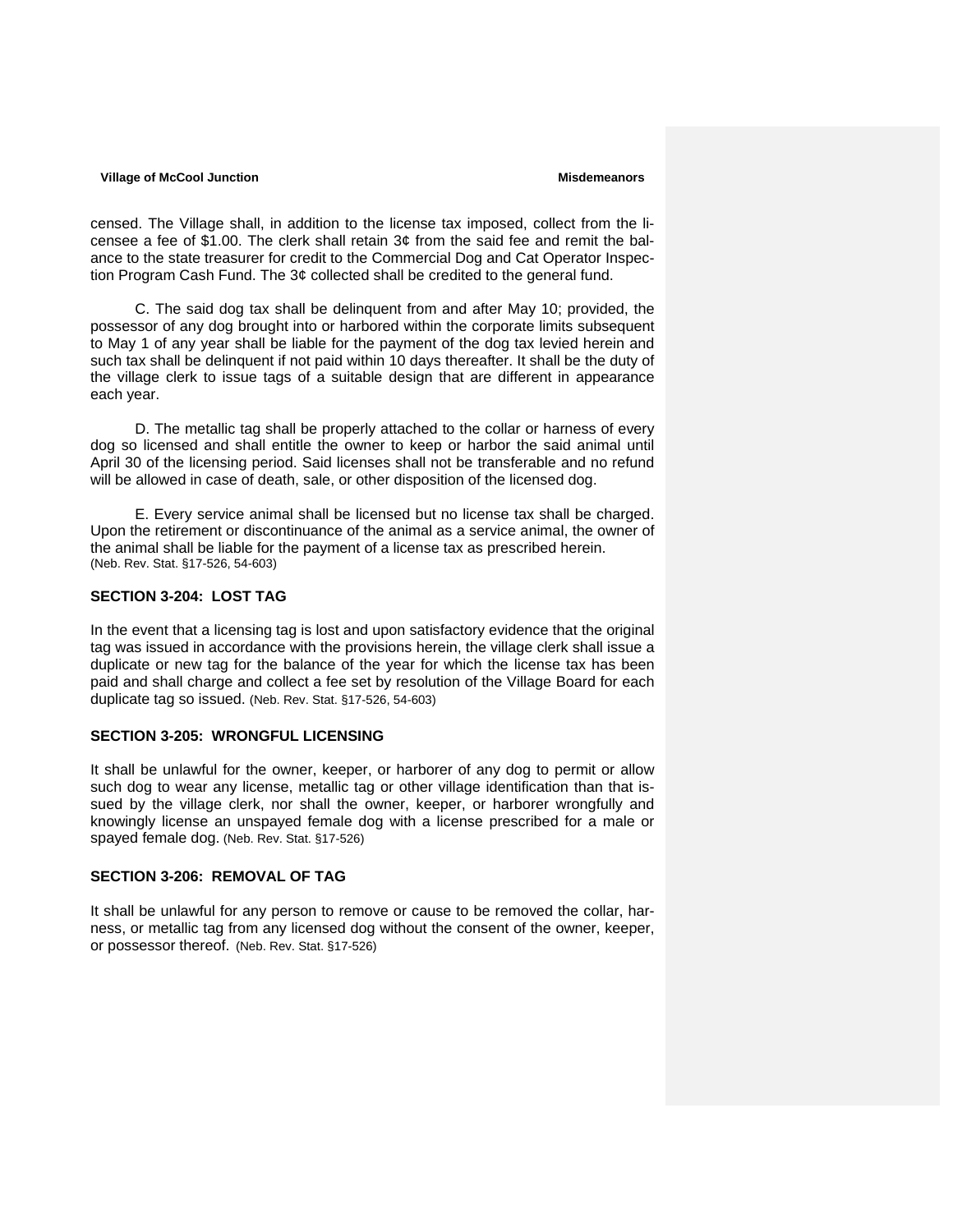censed. The Village shall, in addition to the license tax imposed, collect from the licensee a fee of $1.00. The clerk shall retain 3¢ from the said fee and remit the balance to the state treasurer for credit to the Commercial Dog and Cat Operator Inspection Program Cash Fund. The 3¢ collected shall be credited to the general fund.

C. The said dog tax shall be delinquent from and after May 10; provided, the possessor of any dog brought into or harbored within the corporate limits subsequent to May 1 of any year shall be liable for the payment of the dog tax levied herein and such tax shall be delinquent if not paid within 10 days thereafter. It shall be the duty of the village clerk to issue tags of a suitable design that are different in appearance each year.

D. The metallic tag shall be properly attached to the collar or harness of every dog so licensed and shall entitle the owner to keep or harbor the said animal until April 30 of the licensing period. Said licenses shall not be transferable and no refund will be allowed in case of death, sale, or other disposition of the licensed dog.

E. Every service animal shall be licensed but no license tax shall be charged. Upon the retirement or discontinuance of the animal as a service animal, the owner of the animal shall be liable for the payment of a license tax as prescribed herein.
(Neb. Rev. Stat. §17-526, 54-603)

### SECTION 3-204: LOST TAG

In the event that a licensing tag is lost and upon satisfactory evidence that the original tag was issued in accordance with the provisions herein, the village clerk shall issue a duplicate or new tag for the balance of the year for which the license tax has been paid and shall charge and collect a fee set by resolution of the Village Board for each duplicate tag so issued. (Neb. Rev. Stat. §17-526, 54-603)

### SECTION 3-205: WRONGFUL LICENSING

It shall be unlawful for the owner, keeper, or harborer of any dog to permit or allow such dog to wear any license, metallic tag or other village identification than that issued by the village clerk, nor shall the owner, keeper, or harborer wrongfully and knowingly license an unspayed female dog with a license prescribed for a male or spayed female dog. (Neb. Rev. Stat. §17-526)

### SECTION 3-206: REMOVAL OF TAG

It shall be unlawful for any person to remove or cause to be removed the collar, harness, or metallic tag from any licensed dog without the consent of the owner, keeper, or possessor thereof. (Neb. Rev. Stat. §17-526)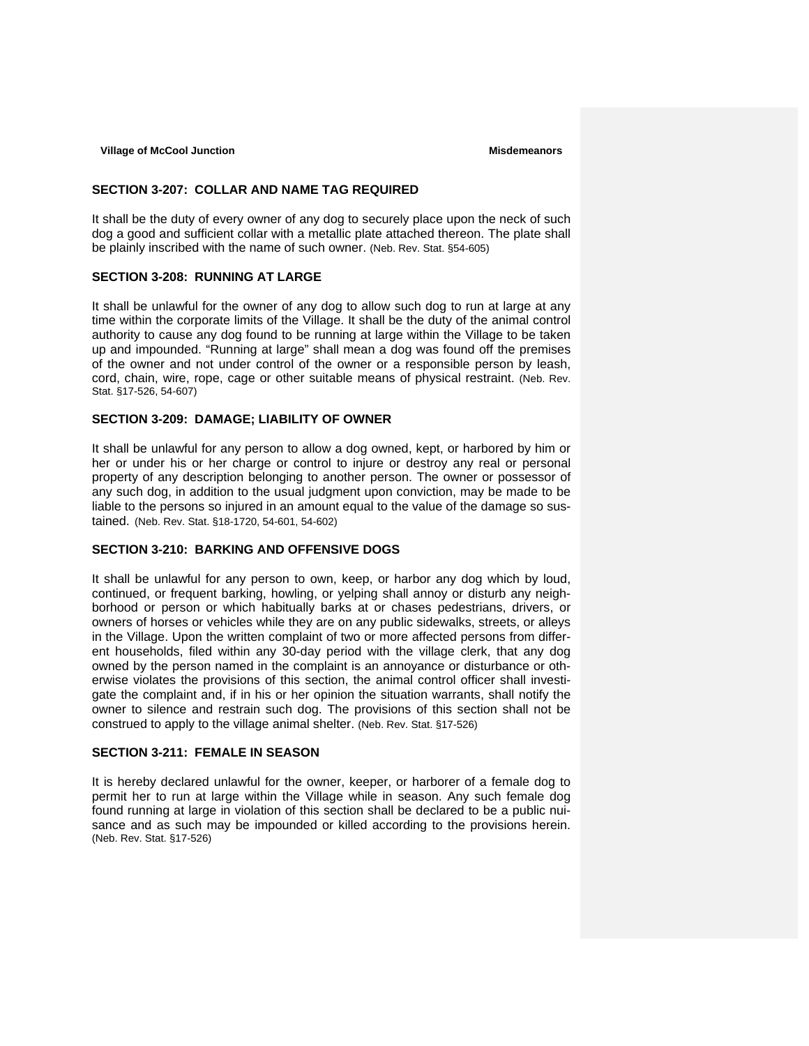## SECTION 3-207: COLLAR AND NAME TAG REQUIRED

It shall be the duty of every owner of any dog to securely place upon the neck of such dog a good and sufficient collar with a metallic plate attached thereon. The plate shall be plainly inscribed with the name of such owner. (Neb. Rev. Stat. §54-605)

## SECTION 3-208: RUNNING AT LARGE

It shall be unlawful for the owner of any dog to allow such dog to run at large at any time within the corporate limits of the Village. It shall be the duty of the animal control authority to cause any dog found to be running at large within the Village to be taken up and impounded. "Running at large" shall mean a dog was found off the premises of the owner and not under control of the owner or a responsible person by leash, cord, chain, wire, rope, cage or other suitable means of physical restraint. (Neb. Rev. Stat. §17-526, 54-607)

## SECTION 3-209: DAMAGE; LIABILITY OF OWNER

It shall be unlawful for any person to allow a dog owned, kept, or harbored by him or her or under his or her charge or control to injure or destroy any real or personal property of any description belonging to another person. The owner or possessor of any such dog, in addition to the usual judgment upon conviction, may be made to be liable to the persons so injured in an amount equal to the value of the damage so sustained. (Neb. Rev. Stat. §18-1720, 54-601, 54-602)

## SECTION 3-210: BARKING AND OFFENSIVE DOGS

It shall be unlawful for any person to own, keep, or harbor any dog which by loud, continued, or frequent barking, howling, or yelping shall annoy or disturb any neighborhood or person or which habitually barks at or chases pedestrians, drivers, or owners of horses or vehicles while they are on any public sidewalks, streets, or alleys in the Village. Upon the written complaint of two or more affected persons from different households, filed within any 30-day period with the village clerk, that any dog owned by the person named in the complaint is an annoyance or disturbance or otherwise violates the provisions of this section, the animal control officer shall investigate the complaint and, if in his or her opinion the situation warrants, shall notify the owner to silence and restrain such dog. The provisions of this section shall not be construed to apply to the village animal shelter. (Neb. Rev. Stat. §17-526)

## SECTION 3-211: FEMALE IN SEASON

It is hereby declared unlawful for the owner, keeper, or harborer of a female dog to permit her to run at large within the Village while in season. Any such female dog found running at large in violation of this section shall be declared to be a public nuisance and as such may be impounded or killed according to the provisions herein. (Neb. Rev. Stat. §17-526)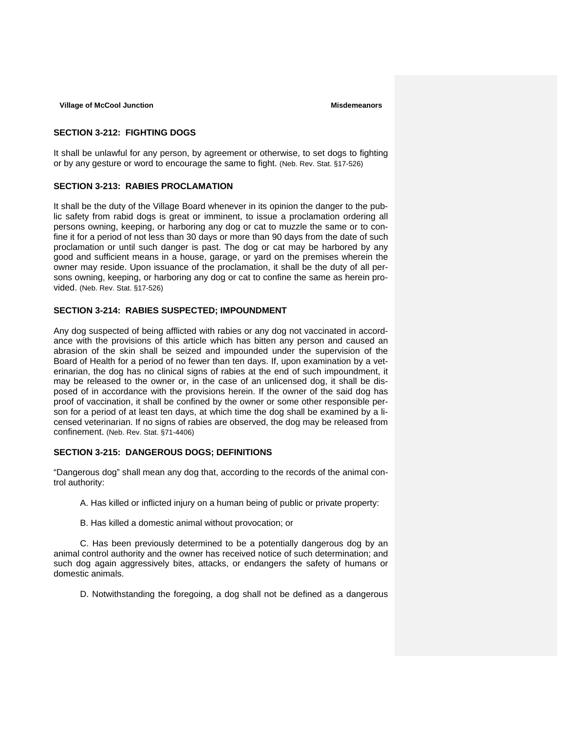## SECTION 3-212: FIGHTING DOGS

It shall be unlawful for any person, by agreement or otherwise, to set dogs to fighting or by any gesture or word to encourage the same to fight. (Neb. Rev. Stat. §17-526)

## SECTION 3-213: RABIES PROCLAMATION

It shall be the duty of the Village Board whenever in its opinion the danger to the public safety from rabid dogs is great or imminent, to issue a proclamation ordering all persons owning, keeping, or harboring any dog or cat to muzzle the same or to confine it for a period of not less than 30 days or more than 90 days from the date of such proclamation or until such danger is past. The dog or cat may be harbored by any good and sufficient means in a house, garage, or yard on the premises wherein the owner may reside. Upon issuance of the proclamation, it shall be the duty of all persons owning, keeping, or harboring any dog or cat to confine the same as herein provided. (Neb. Rev. Stat. §17-526)

## SECTION 3-214: RABIES SUSPECTED; IMPOUNDMENT

Any dog suspected of being afflicted with rabies or any dog not vaccinated in accordance with the provisions of this article which has bitten any person and caused an abrasion of the skin shall be seized and impounded under the supervision of the Board of Health for a period of no fewer than ten days. If, upon examination by a veterinarian, the dog has no clinical signs of rabies at the end of such impoundment, it may be released to the owner or, in the case of an unlicensed dog, it shall be disposed of in accordance with the provisions herein. If the owner of the said dog has proof of vaccination, it shall be confined by the owner or some other responsible person for a period of at least ten days, at which time the dog shall be examined by a licensed veterinarian. If no signs of rabies are observed, the dog may be released from confinement. (Neb. Rev. Stat. §71-4406)

## SECTION 3-215: DANGEROUS DOGS; DEFINITIONS

"Dangerous dog" shall mean any dog that, according to the records of the animal control authority:

A. Has killed or inflicted injury on a human being of public or private property:

B. Has killed a domestic animal without provocation; or

C. Has been previously determined to be a potentially dangerous dog by an animal control authority and the owner has received notice of such determination; and such dog again aggressively bites, attacks, or endangers the safety of humans or domestic animals.

D. Notwithstanding the foregoing, a dog shall not be defined as a dangerous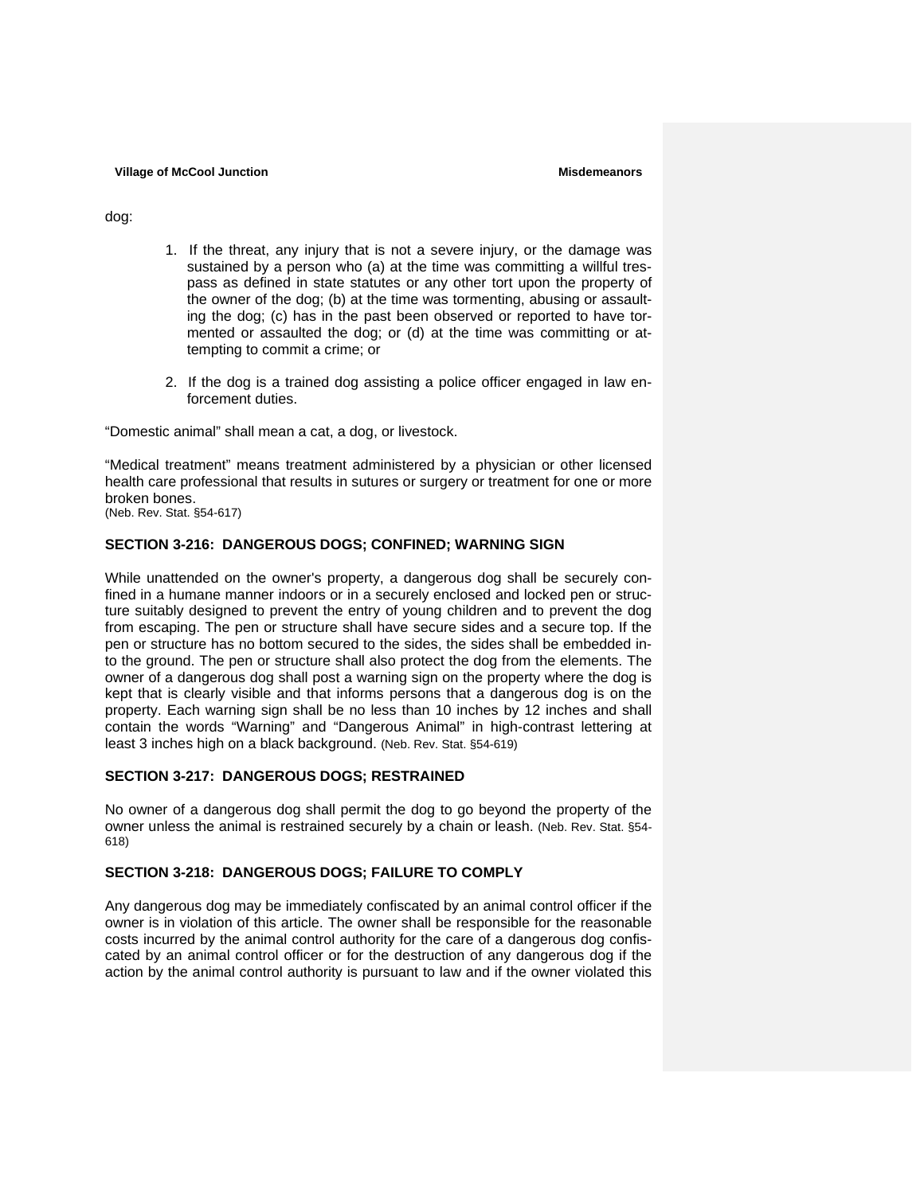dog:

1. If the threat, any injury that is not a severe injury, or the damage was sustained by a person who (a) at the time was committing a willful trespass as defined in state statutes or any other tort upon the property of the owner of the dog; (b) at the time was tormenting, abusing or assaulting the dog; (c) has in the past been observed or reported to have tormented or assaulted the dog; or (d) at the time was committing or attempting to commit a crime; or

2. If the dog is a trained dog assisting a police officer engaged in law enforcement duties.

"Domestic animal" shall mean a cat, a dog, or livestock.

"Medical treatment" means treatment administered by a physician or other licensed health care professional that results in sutures or surgery or treatment for one or more broken bones.
(Neb. Rev. Stat. §54-617)

**SECTION 3-216: DANGEROUS DOGS; CONFINED; WARNING SIGN**

While unattended on the owner's property, a dangerous dog shall be securely confined in a humane manner indoors or in a securely enclosed and locked pen or structure suitably designed to prevent the entry of young children and to prevent the dog from escaping. The pen or structure shall have secure sides and a secure top. If the pen or structure has no bottom secured to the sides, the sides shall be embedded into the ground. The pen or structure shall also protect the dog from the elements. The owner of a dangerous dog shall post a warning sign on the property where the dog is kept that is clearly visible and that informs persons that a dangerous dog is on the property. Each warning sign shall be no less than 10 inches by 12 inches and shall contain the words "Warning" and "Dangerous Animal" in high-contrast lettering at least 3 inches high on a black background. (Neb. Rev. Stat. §54-619)

**SECTION 3-217: DANGEROUS DOGS; RESTRAINED**

No owner of a dangerous dog shall permit the dog to go beyond the property of the owner unless the animal is restrained securely by a chain or leash. (Neb. Rev. Stat. §54-618)

**SECTION 3-218: DANGEROUS DOGS; FAILURE TO COMPLY**

Any dangerous dog may be immediately confiscated by an animal control officer if the owner is in violation of this article. The owner shall be responsible for the reasonable costs incurred by the animal control authority for the care of a dangerous dog confiscated by an animal control officer or for the destruction of any dangerous dog if the action by the animal control authority is pursuant to law and if the owner violated this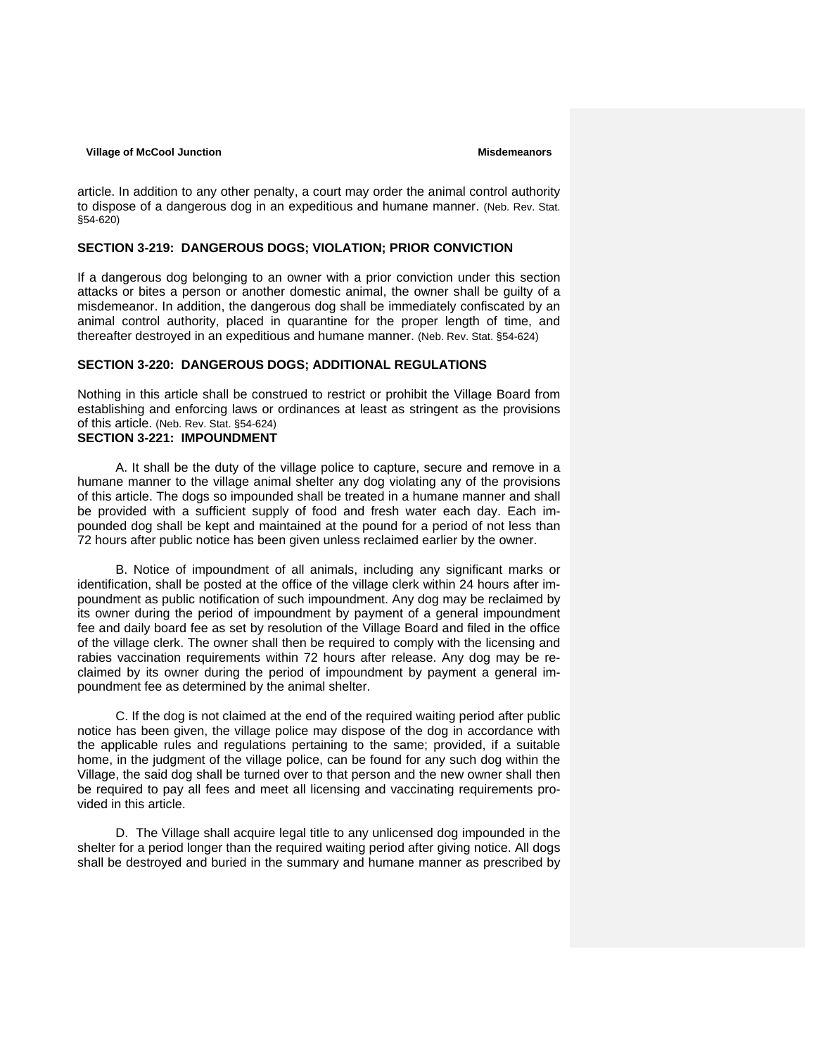article. In addition to any other penalty, a court may order the animal control authority to dispose of a dangerous dog in an expeditious and humane manner. (Neb. Rev. Stat. §54-620)

## SECTION 3-219: DANGEROUS DOGS; VIOLATION; PRIOR CONVICTION

If a dangerous dog belonging to an owner with a prior conviction under this section attacks or bites a person or another domestic animal, the owner shall be guilty of a misdemeanor. In addition, the dangerous dog shall be immediately confiscated by an animal control authority, placed in quarantine for the proper length of time, and thereafter destroyed in an expeditious and humane manner. (Neb. Rev. Stat. §54-624)

## SECTION 3-220: DANGEROUS DOGS; ADDITIONAL REGULATIONS

Nothing in this article shall be construed to restrict or prohibit the Village Board from establishing and enforcing laws or ordinances at least as stringent as the provisions of this article. (Neb. Rev. Stat. §54-624)

## SECTION 3-221: IMPOUNDMENT

A. It shall be the duty of the village police to capture, secure and remove in a humane manner to the village animal shelter any dog violating any of the provisions of this article. The dogs so impounded shall be treated in a humane manner and shall be provided with a sufficient supply of food and fresh water each day. Each impounded dog shall be kept and maintained at the pound for a period of not less than 72 hours after public notice has been given unless reclaimed earlier by the owner.

B. Notice of impoundment of all animals, including any significant marks or identification, shall be posted at the office of the village clerk within 24 hours after impoundment as public notification of such impoundment. Any dog may be reclaimed by its owner during the period of impoundment by payment of a general impoundment fee and daily board fee as set by resolution of the Village Board and filed in the office of the village clerk. The owner shall then be required to comply with the licensing and rabies vaccination requirements within 72 hours after release. Any dog may be reclaimed by its owner during the period of impoundment by payment a general impoundment fee as determined by the animal shelter.

C. If the dog is not claimed at the end of the required waiting period after public notice has been given, the village police may dispose of the dog in accordance with the applicable rules and regulations pertaining to the same; provided, if a suitable home, in the judgment of the village police, can be found for any such dog within the Village, the said dog shall be turned over to that person and the new owner shall then be required to pay all fees and meet all licensing and vaccinating requirements provided in this article.

D. The Village shall acquire legal title to any unlicensed dog impounded in the shelter for a period longer than the required waiting period after giving notice. All dogs shall be destroyed and buried in the summary and humane manner as prescribed by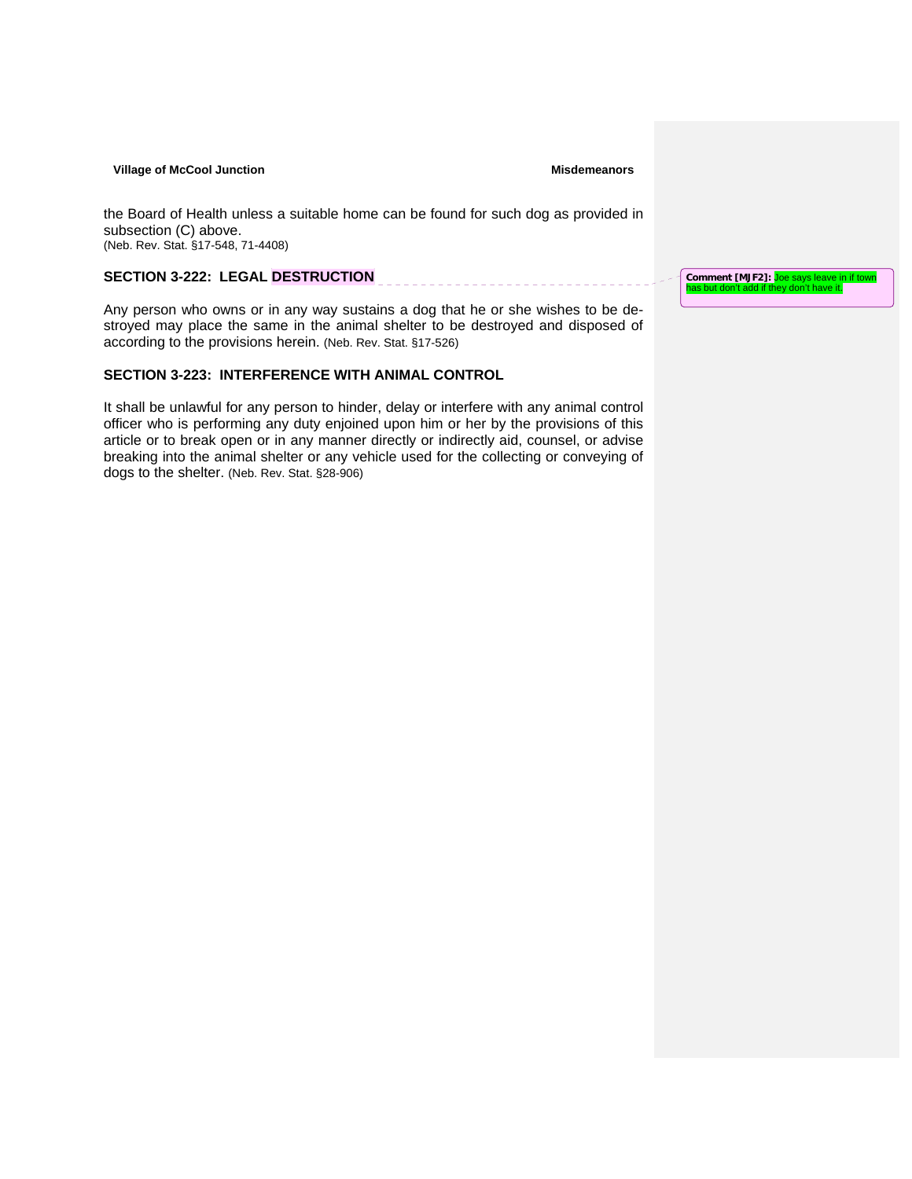the Board of Health unless a suitable home can be found for such dog as provided in subsection (C) above.
(Neb. Rev. Stat. §17-548, 71-4408)

## SECTION 3-222: LEGAL DESTRUCTION

Comment [MJF2]: Joe says leave in if town has but don't add if they don't have it.

Any person who owns or in any way sustains a dog that he or she wishes to be destroyed may place the same in the animal shelter to be destroyed and disposed of according to the provisions herein. (Neb. Rev. Stat. §17-526)

## SECTION 3-223: INTERFERENCE WITH ANIMAL CONTROL

It shall be unlawful for any person to hinder, delay or interfere with any animal control officer who is performing any duty enjoined upon him or her by the provisions of this article or to break open or in any manner directly or indirectly aid, counsel, or advise breaking into the animal shelter or any vehicle used for the collecting or conveying of dogs to the shelter. (Neb. Rev. Stat. §28-906)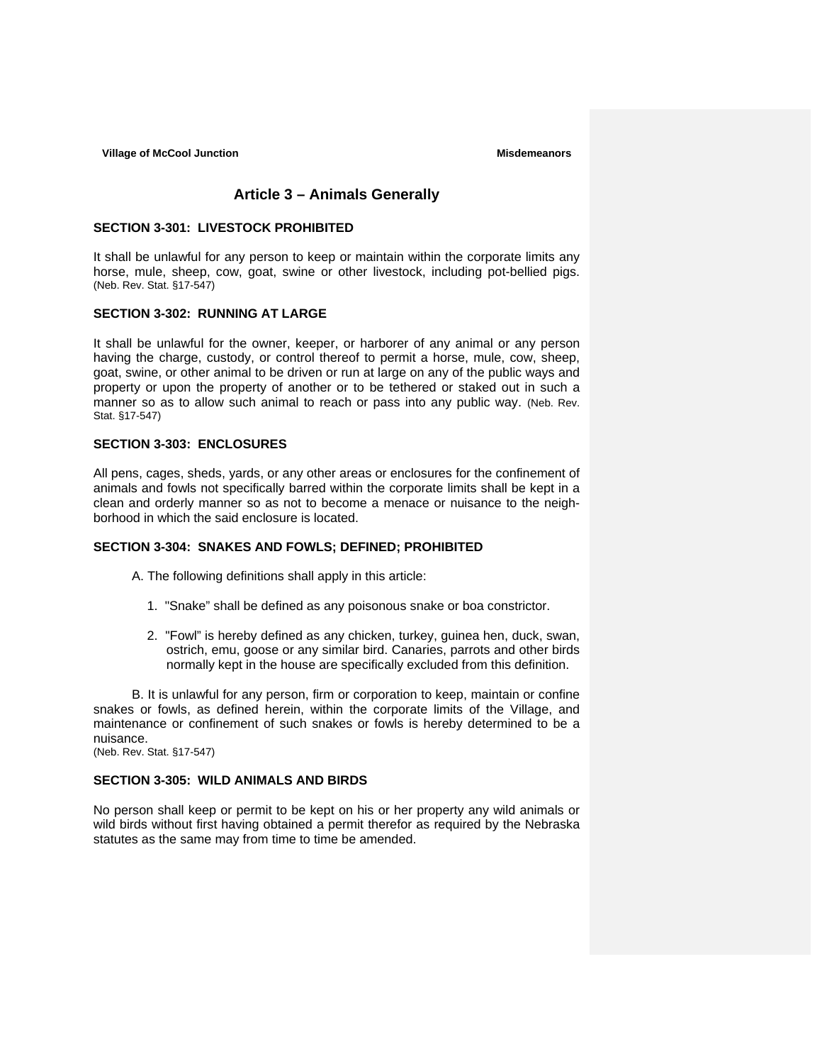## Article 3 – Animals Generally

### SECTION 3-301: LIVESTOCK PROHIBITED

It shall be unlawful for any person to keep or maintain within the corporate limits any horse, mule, sheep, cow, goat, swine or other livestock, including pot-bellied pigs. (Neb. Rev. Stat. §17-547)

### SECTION 3-302: RUNNING AT LARGE

It shall be unlawful for the owner, keeper, or harborer of any animal or any person having the charge, custody, or control thereof to permit a horse, mule, cow, sheep, goat, swine, or other animal to be driven or run at large on any of the public ways and property or upon the property of another or to be tethered or staked out in such a manner so as to allow such animal to reach or pass into any public way. (Neb. Rev. Stat. §17-547)

### SECTION 3-303: ENCLOSURES

All pens, cages, sheds, yards, or any other areas or enclosures for the confinement of animals and fowls not specifically barred within the corporate limits shall be kept in a clean and orderly manner so as not to become a menace or nuisance to the neighborhood in which the said enclosure is located.

### SECTION 3-304: SNAKES AND FOWLS; DEFINED; PROHIBITED

A. The following definitions shall apply in this article:

1. "Snake" shall be defined as any poisonous snake or boa constrictor.

2. "Fowl" is hereby defined as any chicken, turkey, guinea hen, duck, swan, ostrich, emu, goose or any similar bird. Canaries, parrots and other birds normally kept in the house are specifically excluded from this definition.

B. It is unlawful for any person, firm or corporation to keep, maintain or confine snakes or fowls, as defined herein, within the corporate limits of the Village, and maintenance or confinement of such snakes or fowls is hereby determined to be a nuisance.
(Neb. Rev. Stat. §17-547)

### SECTION 3-305: WILD ANIMALS AND BIRDS

No person shall keep or permit to be kept on his or her property any wild animals or wild birds without first having obtained a permit therefor as required by the Nebraska statutes as the same may from time to time be amended.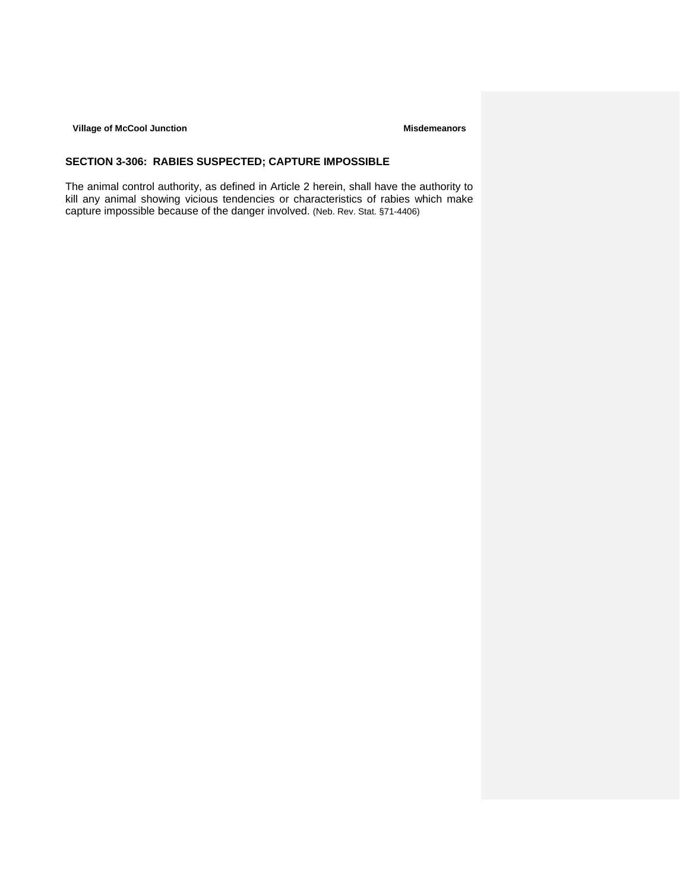## SECTION 3-306: RABIES SUSPECTED; CAPTURE IMPOSSIBLE

The animal control authority, as defined in Article 2 herein, shall have the authority to kill any animal showing vicious tendencies or characteristics of rabies which make capture impossible because of the danger involved. (Neb. Rev. Stat. §71-4406)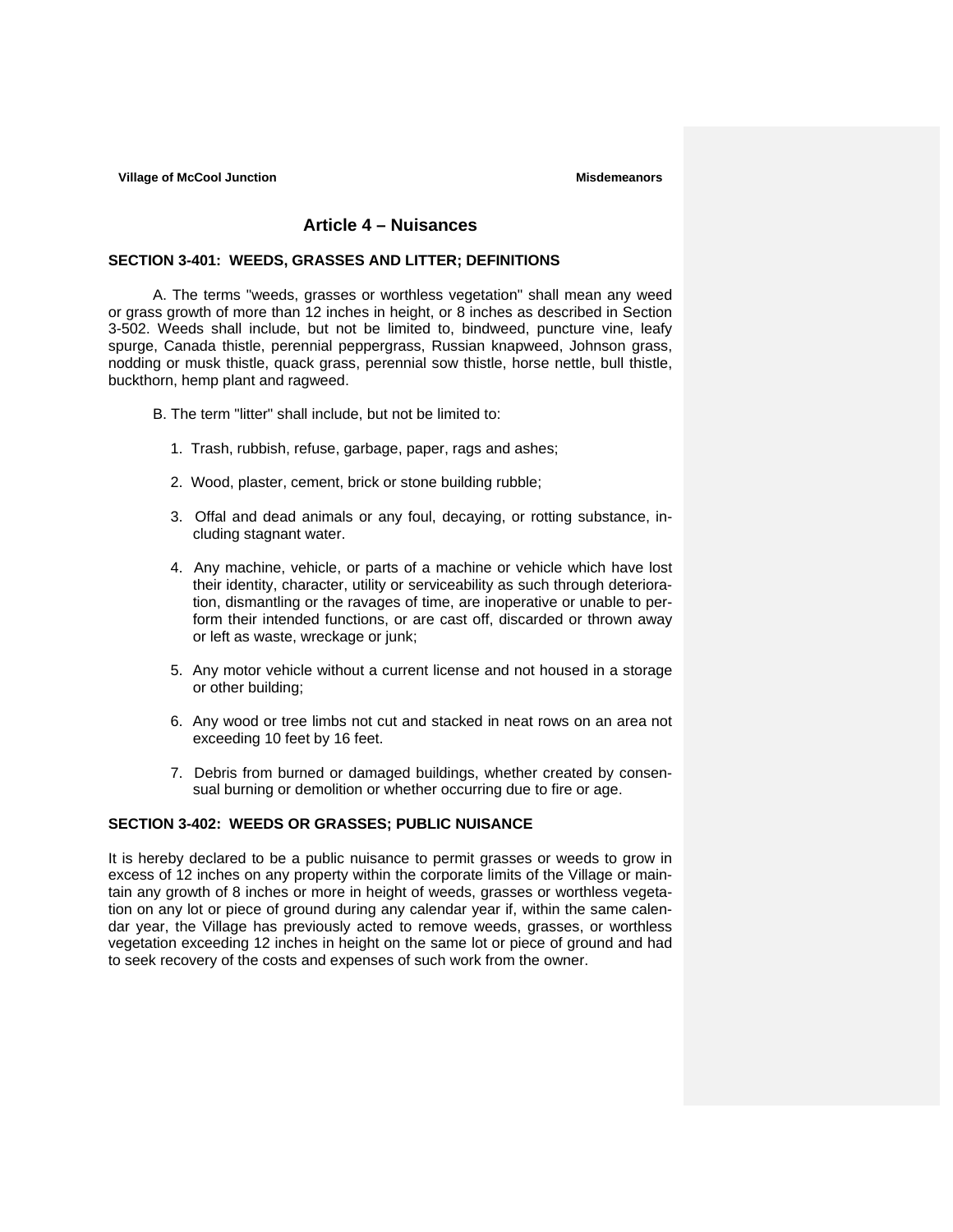## Article 4 – Nuisances

### SECTION 3-401: WEEDS, GRASSES AND LITTER; DEFINITIONS

A. The terms "weeds, grasses or worthless vegetation" shall mean any weed or grass growth of more than 12 inches in height, or 8 inches as described in Section 3-502. Weeds shall include, but not be limited to, bindweed, puncture vine, leafy spurge, Canada thistle, perennial peppergrass, Russian knapweed, Johnson grass, nodding or musk thistle, quack grass, perennial sow thistle, horse nettle, bull thistle, buckthorn, hemp plant and ragweed.

B. The term "litter" shall include, but not be limited to:

1. Trash, rubbish, refuse, garbage, paper, rags and ashes;
2. Wood, plaster, cement, brick or stone building rubble;
3. Offal and dead animals or any foul, decaying, or rotting substance, including stagnant water.
4. Any machine, vehicle, or parts of a machine or vehicle which have lost their identity, character, utility or serviceability as such through deterioration, dismantling or the ravages of time, are inoperative or unable to perform their intended functions, or are cast off, discarded or thrown away or left as waste, wreckage or junk;
5. Any motor vehicle without a current license and not housed in a storage or other building;
6. Any wood or tree limbs not cut and stacked in neat rows on an area not exceeding 10 feet by 16 feet.
7. Debris from burned or damaged buildings, whether created by consensual burning or demolition or whether occurring due to fire or age.

### SECTION 3-402: WEEDS OR GRASSES; PUBLIC NUISANCE

It is hereby declared to be a public nuisance to permit grasses or weeds to grow in excess of 12 inches on any property within the corporate limits of the Village or maintain any growth of 8 inches or more in height of weeds, grasses or worthless vegetation on any lot or piece of ground during any calendar year if, within the same calendar year, the Village has previously acted to remove weeds, grasses, or worthless vegetation exceeding 12 inches in height on the same lot or piece of ground and had to seek recovery of the costs and expenses of such work from the owner.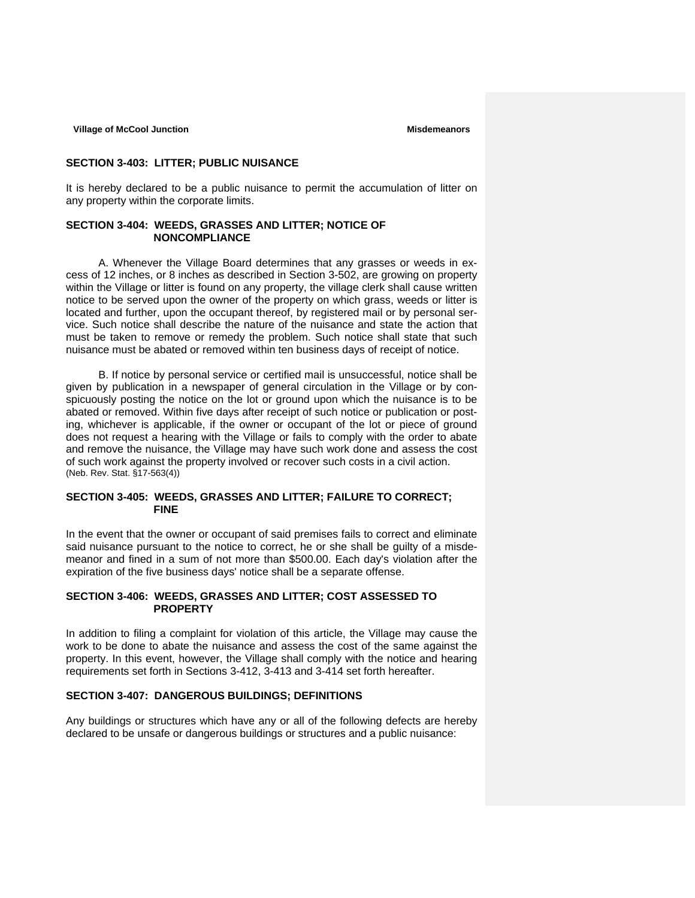## SECTION 3-403: LITTER; PUBLIC NUISANCE

It is hereby declared to be a public nuisance to permit the accumulation of litter on any property within the corporate limits.

## SECTION 3-404: WEEDS, GRASSES AND LITTER; NOTICE OF NONCOMPLIANCE

A. Whenever the Village Board determines that any grasses or weeds in excess of 12 inches, or 8 inches as described in Section 3-502, are growing on property within the Village or litter is found on any property, the village clerk shall cause written notice to be served upon the owner of the property on which grass, weeds or litter is located and further, upon the occupant thereof, by registered mail or by personal service. Such notice shall describe the nature of the nuisance and state the action that must be taken to remove or remedy the problem. Such notice shall state that such nuisance must be abated or removed within ten business days of receipt of notice.

B. If notice by personal service or certified mail is unsuccessful, notice shall be given by publication in a newspaper of general circulation in the Village or by conspicuously posting the notice on the lot or ground upon which the nuisance is to be abated or removed. Within five days after receipt of such notice or publication or posting, whichever is applicable, if the owner or occupant of the lot or piece of ground does not request a hearing with the Village or fails to comply with the order to abate and remove the nuisance, the Village may have such work done and assess the cost of such work against the property involved or recover such costs in a civil action.
(Neb. Rev. Stat. §17-563(4))

## SECTION 3-405: WEEDS, GRASSES AND LITTER; FAILURE TO CORRECT; FINE

In the event that the owner or occupant of said premises fails to correct and eliminate said nuisance pursuant to the notice to correct, he or she shall be guilty of a misdemeanor and fined in a sum of not more than $500.00. Each day's violation after the expiration of the five business days' notice shall be a separate offense.

## SECTION 3-406: WEEDS, GRASSES AND LITTER; COST ASSESSED TO PROPERTY

In addition to filing a complaint for violation of this article, the Village may cause the work to be done to abate the nuisance and assess the cost of the same against the property. In this event, however, the Village shall comply with the notice and hearing requirements set forth in Sections 3-412, 3-413 and 3-414 set forth hereafter.

## SECTION 3-407: DANGEROUS BUILDINGS; DEFINITIONS

Any buildings or structures which have any or all of the following defects are hereby declared to be unsafe or dangerous buildings or structures and a public nuisance: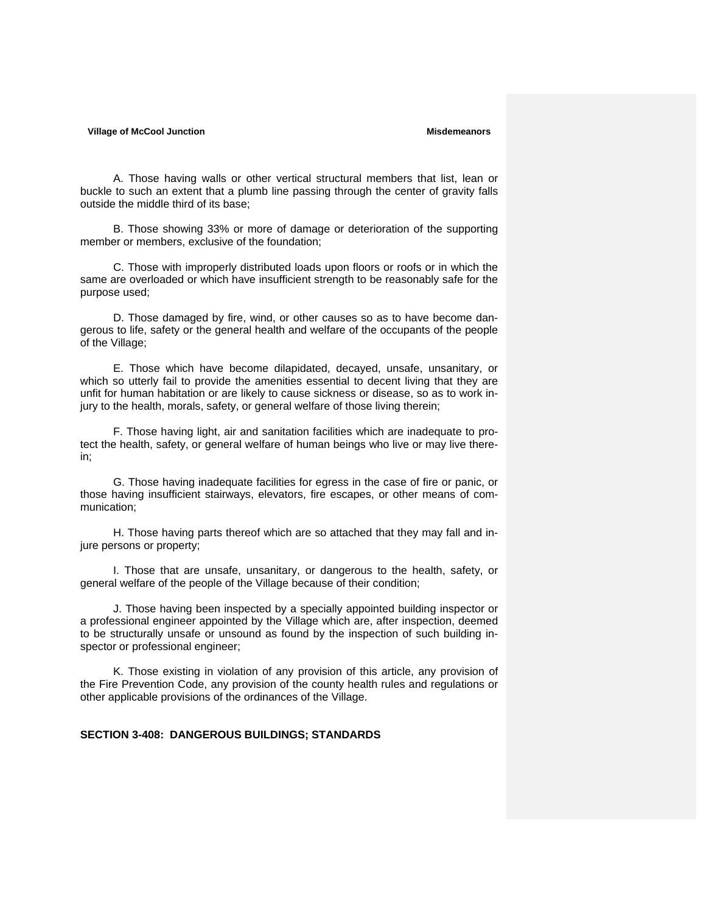A. Those having walls or other vertical structural members that list, lean or buckle to such an extent that a plumb line passing through the center of gravity falls outside the middle third of its base;

B. Those showing 33% or more of damage or deterioration of the supporting member or members, exclusive of the foundation;

C. Those with improperly distributed loads upon floors or roofs or in which the same are overloaded or which have insufficient strength to be reasonably safe for the purpose used;

D. Those damaged by fire, wind, or other causes so as to have become dangerous to life, safety or the general health and welfare of the occupants of the people of the Village;

E. Those which have become dilapidated, decayed, unsafe, unsanitary, or which so utterly fail to provide the amenities essential to decent living that they are unfit for human habitation or are likely to cause sickness or disease, so as to work injury to the health, morals, safety, or general welfare of those living therein;

F. Those having light, air and sanitation facilities which are inadequate to protect the health, safety, or general welfare of human beings who live or may live therein;

G. Those having inadequate facilities for egress in the case of fire or panic, or those having insufficient stairways, elevators, fire escapes, or other means of communication;

H. Those having parts thereof which are so attached that they may fall and injure persons or property;

I. Those that are unsafe, unsanitary, or dangerous to the health, safety, or general welfare of the people of the Village because of their condition;

J. Those having been inspected by a specially appointed building inspector or a professional engineer appointed by the Village which are, after inspection, deemed to be structurally unsafe or unsound as found by the inspection of such building inspector or professional engineer;

K. Those existing in violation of any provision of this article, any provision of the Fire Prevention Code, any provision of the county health rules and regulations or other applicable provisions of the ordinances of the Village.

**SECTION 3-408: DANGEROUS BUILDINGS; STANDARDS**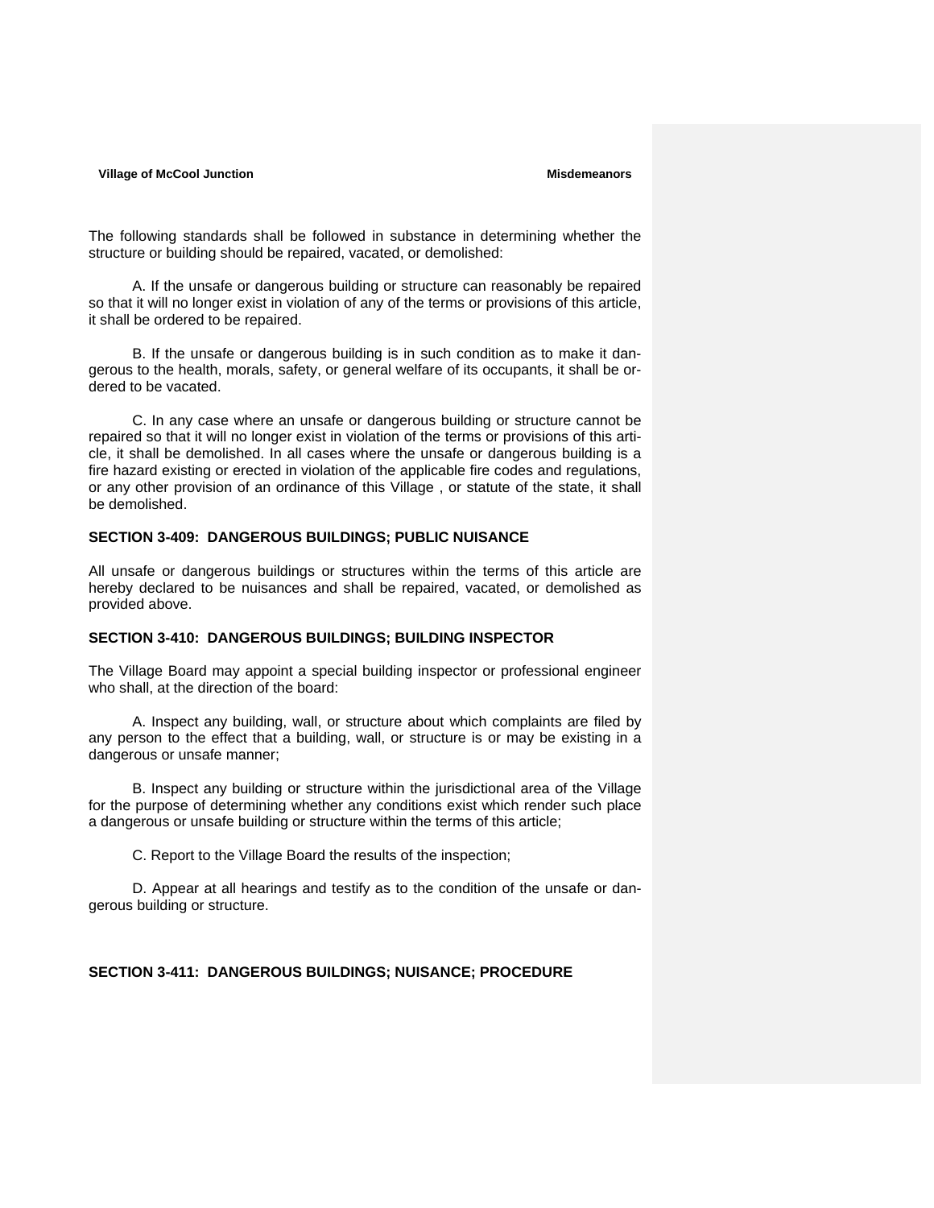The following standards shall be followed in substance in determining whether the structure or building should be repaired, vacated, or demolished:

A. If the unsafe or dangerous building or structure can reasonably be repaired so that it will no longer exist in violation of any of the terms or provisions of this article, it shall be ordered to be repaired.

B. If the unsafe or dangerous building is in such condition as to make it dangerous to the health, morals, safety, or general welfare of its occupants, it shall be ordered to be vacated.

C. In any case where an unsafe or dangerous building or structure cannot be repaired so that it will no longer exist in violation of the terms or provisions of this article, it shall be demolished. In all cases where the unsafe or dangerous building is a fire hazard existing or erected in violation of the applicable fire codes and regulations, or any other provision of an ordinance of this Village , or statute of the state, it shall be demolished.

**SECTION 3-409: DANGEROUS BUILDINGS; PUBLIC NUISANCE**

All unsafe or dangerous buildings or structures within the terms of this article are hereby declared to be nuisances and shall be repaired, vacated, or demolished as provided above.

**SECTION 3-410: DANGEROUS BUILDINGS; BUILDING INSPECTOR**

The Village Board may appoint a special building inspector or professional engineer who shall, at the direction of the board:

A. Inspect any building, wall, or structure about which complaints are filed by any person to the effect that a building, wall, or structure is or may be existing in a dangerous or unsafe manner;

B. Inspect any building or structure within the jurisdictional area of the Village for the purpose of determining whether any conditions exist which render such place a dangerous or unsafe building or structure within the terms of this article;

C. Report to the Village Board the results of the inspection;

D. Appear at all hearings and testify as to the condition of the unsafe or dangerous building or structure.

**SECTION 3-411: DANGEROUS BUILDINGS; NUISANCE; PROCEDURE**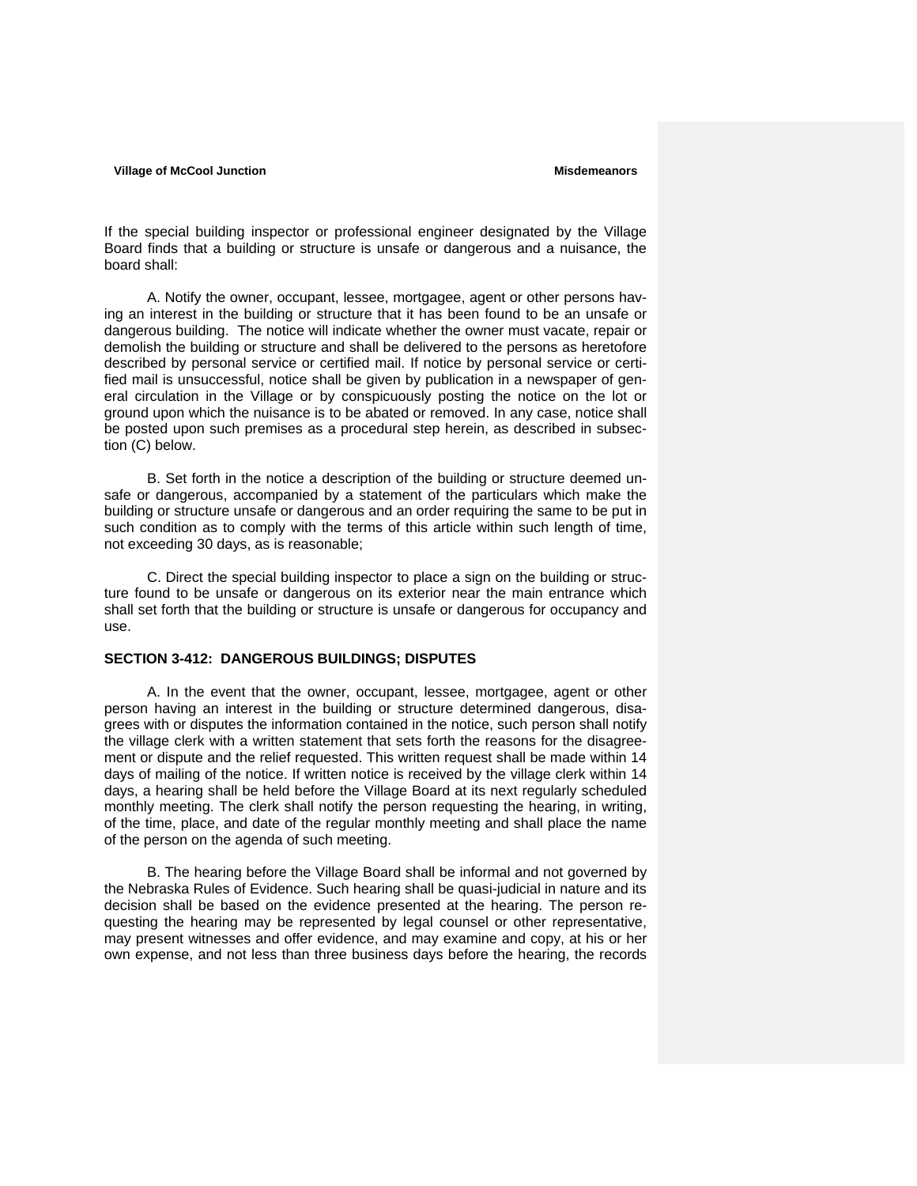If the special building inspector or professional engineer designated by the Village Board finds that a building or structure is unsafe or dangerous and a nuisance, the board shall:

A. Notify the owner, occupant, lessee, mortgagee, agent or other persons having an interest in the building or structure that it has been found to be an unsafe or dangerous building. The notice will indicate whether the owner must vacate, repair or demolish the building or structure and shall be delivered to the persons as heretofore described by personal service or certified mail. If notice by personal service or certified mail is unsuccessful, notice shall be given by publication in a newspaper of general circulation in the Village or by conspicuously posting the notice on the lot or ground upon which the nuisance is to be abated or removed. In any case, notice shall be posted upon such premises as a procedural step herein, as described in subsection (C) below.

B. Set forth in the notice a description of the building or structure deemed unsafe or dangerous, accompanied by a statement of the particulars which make the building or structure unsafe or dangerous and an order requiring the same to be put in such condition as to comply with the terms of this article within such length of time, not exceeding 30 days, as is reasonable;

C. Direct the special building inspector to place a sign on the building or structure found to be unsafe or dangerous on its exterior near the main entrance which shall set forth that the building or structure is unsafe or dangerous for occupancy and use.

**SECTION 3-412: DANGEROUS BUILDINGS; DISPUTES**

A. In the event that the owner, occupant, lessee, mortgagee, agent or other person having an interest in the building or structure determined dangerous, disagrees with or disputes the information contained in the notice, such person shall notify the village clerk with a written statement that sets forth the reasons for the disagreement or dispute and the relief requested. This written request shall be made within 14 days of mailing of the notice. If written notice is received by the village clerk within 14 days, a hearing shall be held before the Village Board at its next regularly scheduled monthly meeting. The clerk shall notify the person requesting the hearing, in writing, of the time, place, and date of the regular monthly meeting and shall place the name of the person on the agenda of such meeting.

B. The hearing before the Village Board shall be informal and not governed by the Nebraska Rules of Evidence. Such hearing shall be quasi-judicial in nature and its decision shall be based on the evidence presented at the hearing. The person requesting the hearing may be represented by legal counsel or other representative, may present witnesses and offer evidence, and may examine and copy, at his or her own expense, and not less than three business days before the hearing, the records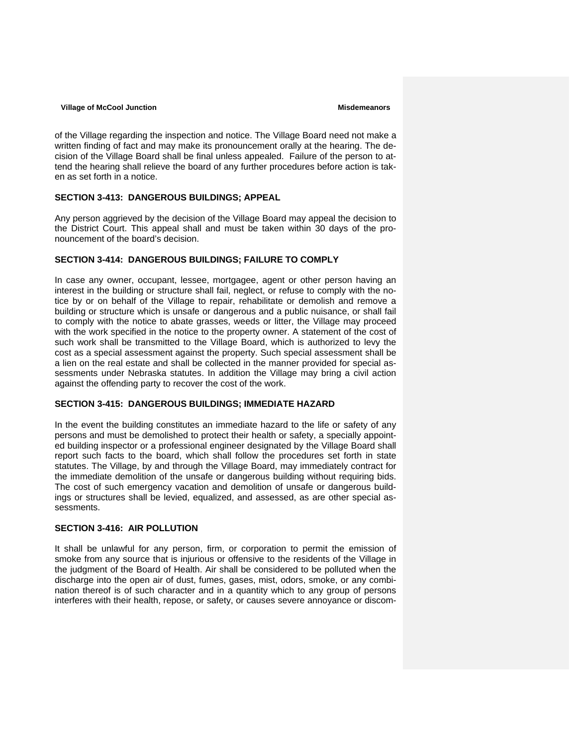of the Village regarding the inspection and notice. The Village Board need not make a written finding of fact and may make its pronouncement orally at the hearing. The decision of the Village Board shall be final unless appealed. Failure of the person to attend the hearing shall relieve the board of any further procedures before action is taken as set forth in a notice.

### SECTION 3-413: DANGEROUS BUILDINGS; APPEAL

Any person aggrieved by the decision of the Village Board may appeal the decision to the District Court. This appeal shall and must be taken within 30 days of the pronouncement of the board's decision.

### SECTION 3-414: DANGEROUS BUILDINGS; FAILURE TO COMPLY

In case any owner, occupant, lessee, mortgagee, agent or other person having an interest in the building or structure shall fail, neglect, or refuse to comply with the notice by or on behalf of the Village to repair, rehabilitate or demolish and remove a building or structure which is unsafe or dangerous and a public nuisance, or shall fail to comply with the notice to abate grasses, weeds or litter, the Village may proceed with the work specified in the notice to the property owner. A statement of the cost of such work shall be transmitted to the Village Board, which is authorized to levy the cost as a special assessment against the property. Such special assessment shall be a lien on the real estate and shall be collected in the manner provided for special assessments under Nebraska statutes. In addition the Village may bring a civil action against the offending party to recover the cost of the work.

### SECTION 3-415: DANGEROUS BUILDINGS; IMMEDIATE HAZARD

In the event the building constitutes an immediate hazard to the life or safety of any persons and must be demolished to protect their health or safety, a specially appointed building inspector or a professional engineer designated by the Village Board shall report such facts to the board, which shall follow the procedures set forth in state statutes. The Village, by and through the Village Board, may immediately contract for the immediate demolition of the unsafe or dangerous building without requiring bids. The cost of such emergency vacation and demolition of unsafe or dangerous buildings or structures shall be levied, equalized, and assessed, as are other special assessments.

### SECTION 3-416: AIR POLLUTION

It shall be unlawful for any person, firm, or corporation to permit the emission of smoke from any source that is injurious or offensive to the residents of the Village in the judgment of the Board of Health. Air shall be considered to be polluted when the discharge into the open air of dust, fumes, gases, mist, odors, smoke, or any combination thereof is of such character and in a quantity which to any group of persons interferes with their health, repose, or safety, or causes severe annoyance or discom-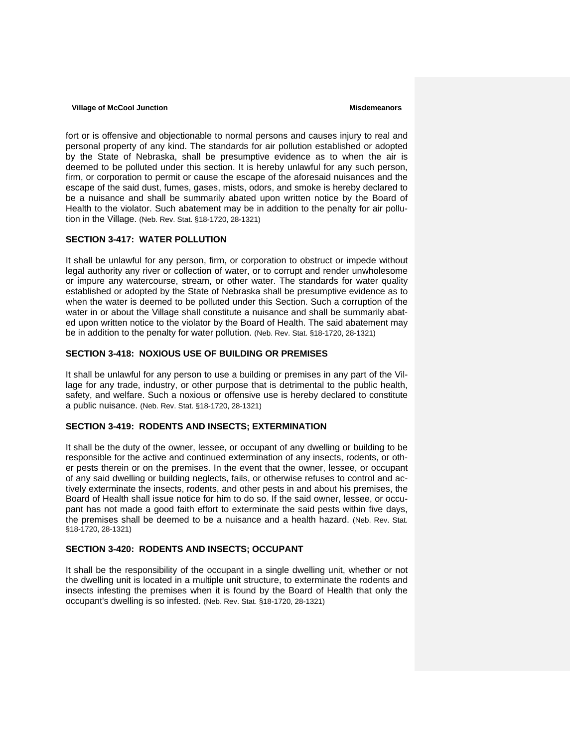fort or is offensive and objectionable to normal persons and causes injury to real and personal property of any kind. The standards for air pollution established or adopted by the State of Nebraska, shall be presumptive evidence as to when the air is deemed to be polluted under this section. It is hereby unlawful for any such person, firm, or corporation to permit or cause the escape of the aforesaid nuisances and the escape of the said dust, fumes, gases, mists, odors, and smoke is hereby declared to be a nuisance and shall be summarily abated upon written notice by the Board of Health to the violator. Such abatement may be in addition to the penalty for air pollution in the Village. (Neb. Rev. Stat. §18-1720, 28-1321)

### SECTION 3-417: WATER POLLUTION

It shall be unlawful for any person, firm, or corporation to obstruct or impede without legal authority any river or collection of water, or to corrupt and render unwholesome or impure any watercourse, stream, or other water. The standards for water quality established or adopted by the State of Nebraska shall be presumptive evidence as to when the water is deemed to be polluted under this Section. Such a corruption of the water in or about the Village shall constitute a nuisance and shall be summarily abated upon written notice to the violator by the Board of Health. The said abatement may be in addition to the penalty for water pollution. (Neb. Rev. Stat. §18-1720, 28-1321)

### SECTION 3-418: NOXIOUS USE OF BUILDING OR PREMISES

It shall be unlawful for any person to use a building or premises in any part of the Village for any trade, industry, or other purpose that is detrimental to the public health, safety, and welfare. Such a noxious or offensive use is hereby declared to constitute a public nuisance. (Neb. Rev. Stat. §18-1720, 28-1321)

### SECTION 3-419: RODENTS AND INSECTS; EXTERMINATION

It shall be the duty of the owner, lessee, or occupant of any dwelling or building to be responsible for the active and continued extermination of any insects, rodents, or other pests therein or on the premises. In the event that the owner, lessee, or occupant of any said dwelling or building neglects, fails, or otherwise refuses to control and actively exterminate the insects, rodents, and other pests in and about his premises, the Board of Health shall issue notice for him to do so. If the said owner, lessee, or occupant has not made a good faith effort to exterminate the said pests within five days, the premises shall be deemed to be a nuisance and a health hazard. (Neb. Rev. Stat. §18-1720, 28-1321)

### SECTION 3-420: RODENTS AND INSECTS; OCCUPANT

It shall be the responsibility of the occupant in a single dwelling unit, whether or not the dwelling unit is located in a multiple unit structure, to exterminate the rodents and insects infesting the premises when it is found by the Board of Health that only the occupant's dwelling is so infested. (Neb. Rev. Stat. §18-1720, 28-1321)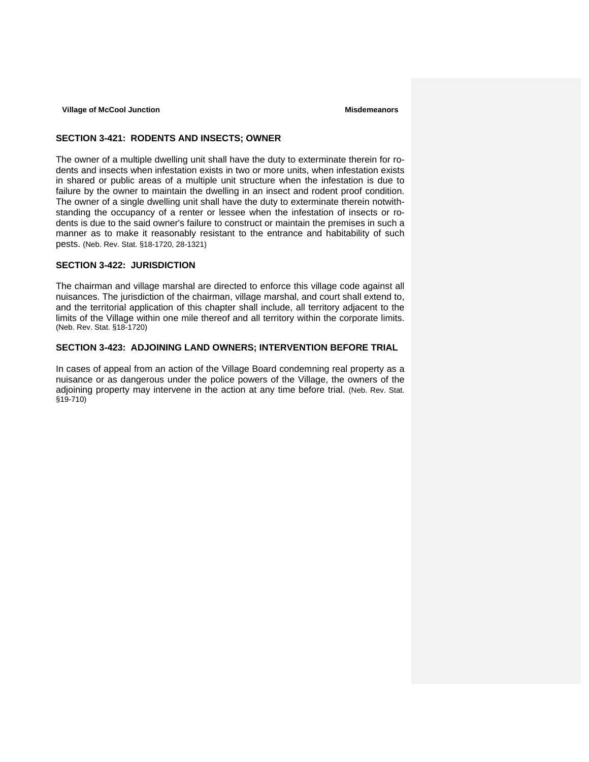## SECTION 3-421: RODENTS AND INSECTS; OWNER

The owner of a multiple dwelling unit shall have the duty to exterminate therein for rodents and insects when infestation exists in two or more units, when infestation exists in shared or public areas of a multiple unit structure when the infestation is due to failure by the owner to maintain the dwelling in an insect and rodent proof condition. The owner of a single dwelling unit shall have the duty to exterminate therein notwithstanding the occupancy of a renter or lessee when the infestation of insects or rodents is due to the said owner's failure to construct or maintain the premises in such a manner as to make it reasonably resistant to the entrance and habitability of such pests. (Neb. Rev. Stat. §18-1720, 28-1321)

## SECTION 3-422: JURISDICTION

The chairman and village marshal are directed to enforce this village code against all nuisances. The jurisdiction of the chairman, village marshal, and court shall extend to, and the territorial application of this chapter shall include, all territory adjacent to the limits of the Village within one mile thereof and all territory within the corporate limits. (Neb. Rev. Stat. §18-1720)

## SECTION 3-423: ADJOINING LAND OWNERS; INTERVENTION BEFORE TRIAL

In cases of appeal from an action of the Village Board condemning real property as a nuisance or as dangerous under the police powers of the Village, the owners of the adjoining property may intervene in the action at any time before trial. (Neb. Rev. Stat. §19-710)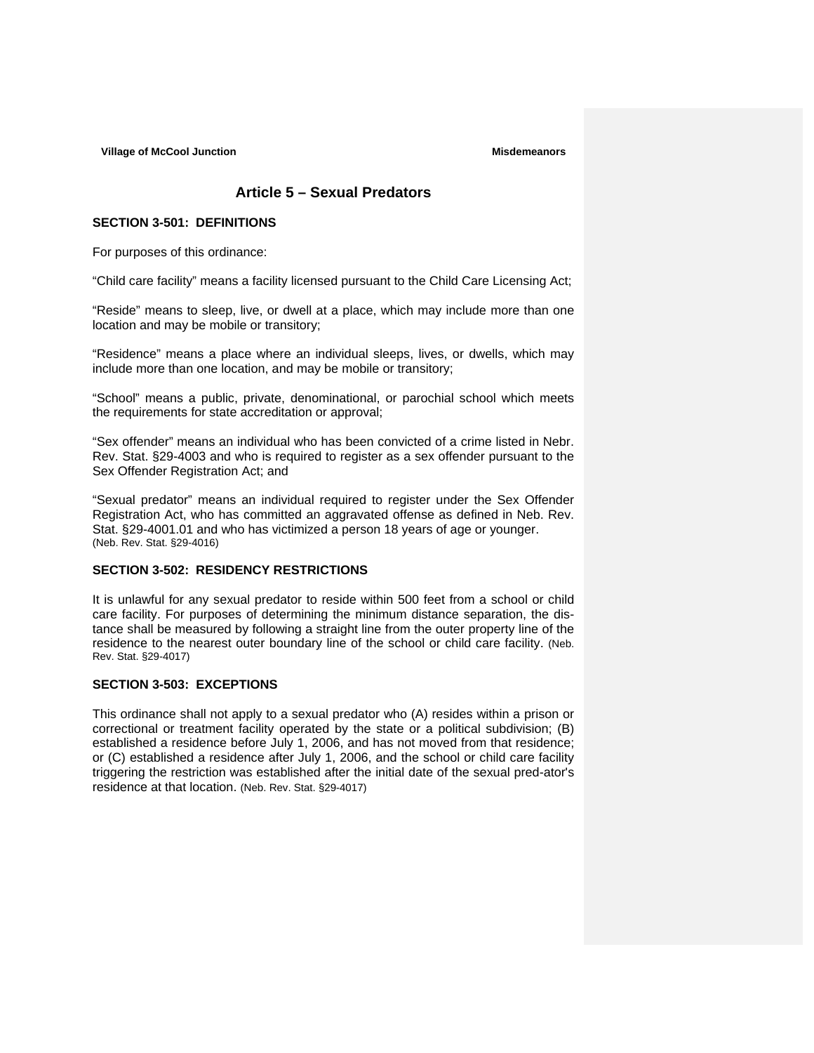# Article 5 – Sexual Predators

## SECTION 3-501: DEFINITIONS

For purposes of this ordinance:

"Child care facility" means a facility licensed pursuant to the Child Care Licensing Act;

"Reside" means to sleep, live, or dwell at a place, which may include more than one location and may be mobile or transitory;

"Residence" means a place where an individual sleeps, lives, or dwells, which may include more than one location, and may be mobile or transitory;

"School" means a public, private, denominational, or parochial school which meets the requirements for state accreditation or approval;

"Sex offender" means an individual who has been convicted of a crime listed in Nebr. Rev. Stat. §29-4003 and who is required to register as a sex offender pursuant to the Sex Offender Registration Act; and

"Sexual predator" means an individual required to register under the Sex Offender Registration Act, who has committed an aggravated offense as defined in Neb. Rev. Stat. §29-4001.01 and who has victimized a person 18 years of age or younger.
(Neb. Rev. Stat. §29-4016)

## SECTION 3-502: RESIDENCY RESTRICTIONS

It is unlawful for any sexual predator to reside within 500 feet from a school or child care facility. For purposes of determining the minimum distance separation, the distance shall be measured by following a straight line from the outer property line of the residence to the nearest outer boundary line of the school or child care facility. (Neb. Rev. Stat. §29-4017)

## SECTION 3-503: EXCEPTIONS

This ordinance shall not apply to a sexual predator who (A) resides within a prison or correctional or treatment facility operated by the state or a political subdivision; (B) established a residence before July 1, 2006, and has not moved from that residence; or (C) established a residence after July 1, 2006, and the school or child care facility triggering the restriction was established after the initial date of the sexual predator's residence at that location. (Neb. Rev. Stat. §29-4017)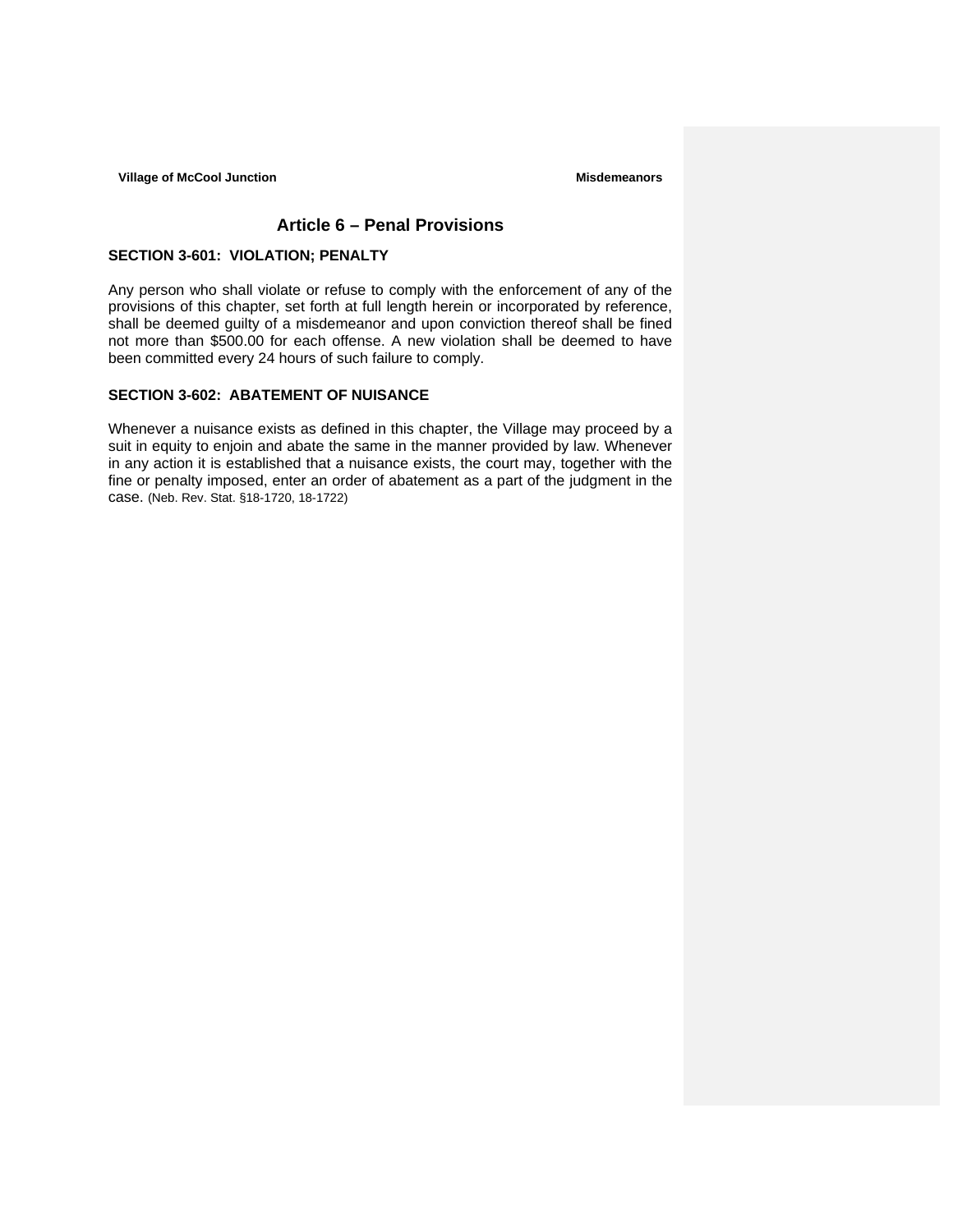## Article 6 – Penal Provisions

### SECTION 3-601: VIOLATION; PENALTY

Any person who shall violate or refuse to comply with the enforcement of any of the provisions of this chapter, set forth at full length herein or incorporated by reference, shall be deemed guilty of a misdemeanor and upon conviction thereof shall be fined not more than $500.00 for each offense. A new violation shall be deemed to have been committed every 24 hours of such failure to comply.

### SECTION 3-602: ABATEMENT OF NUISANCE

Whenever a nuisance exists as defined in this chapter, the Village may proceed by a suit in equity to enjoin and abate the same in the manner provided by law. Whenever in any action it is established that a nuisance exists, the court may, together with the fine or penalty imposed, enter an order of abatement as a part of the judgment in the case. (Neb. Rev. Stat. §18-1720, 18-1722)